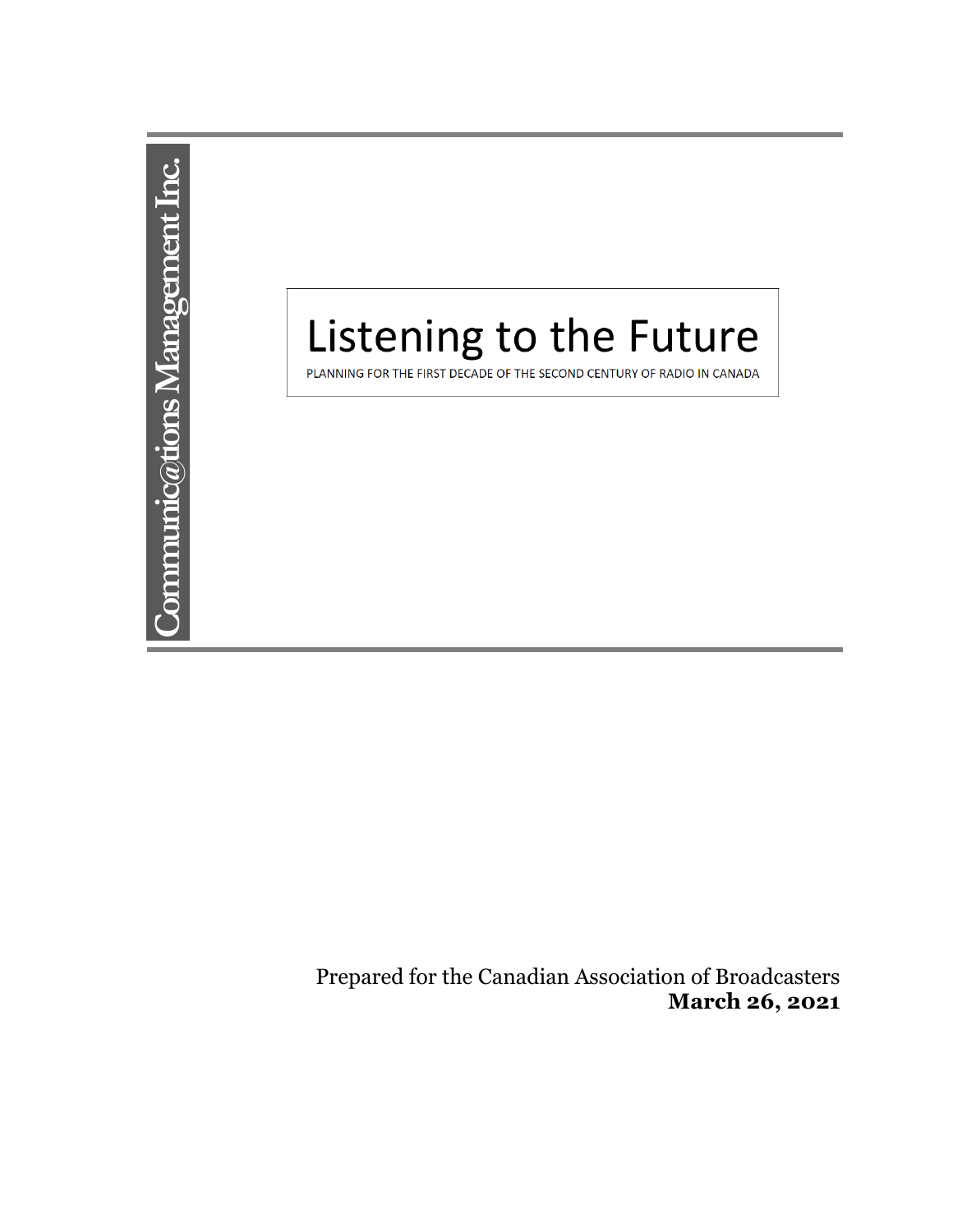Communic@tions Management Inc.

# Listening to the Future

PLANNING FOR THE FIRST DECADE OF THE SECOND CENTURY OF RADIO IN CANADA

Prepared for the Canadian Association of Broadcasters
**March 26, 2021**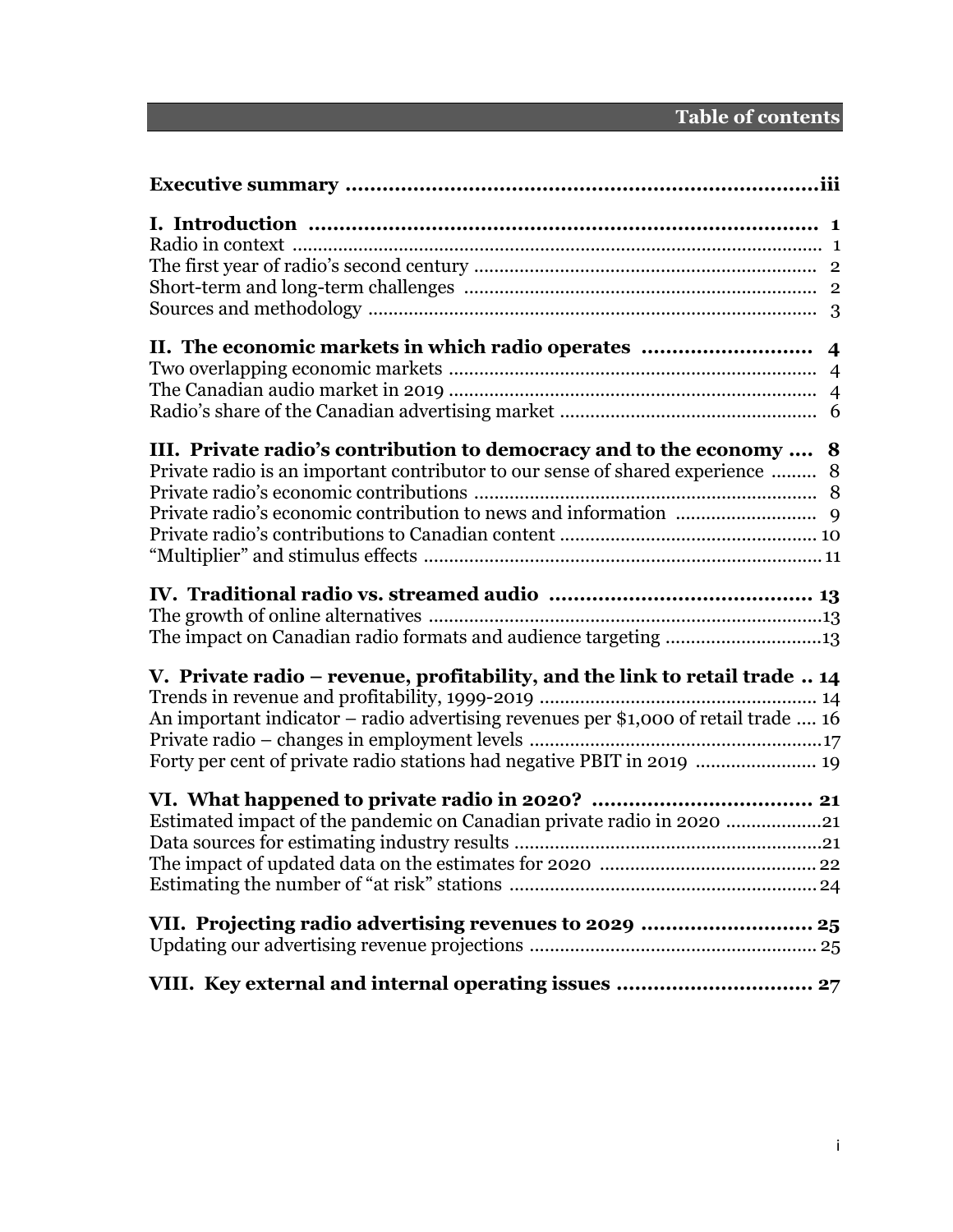# Table of contents

**Executive summary .................................................................. iii**

**I. Introduction .................................................................... 1**

Radio in context ........................................................................ 1
The first year of radio's second century .............................................. 2
Short-term and long-term challenges ................................................... 2
Sources and methodology ................................................................ 3

**II. The economic markets in which radio operates ........................... 4**

Two overlapping economic markets ...................................................... 4
The Canadian audio market in 2019 ...................................................... 4
Radio's share of the Canadian advertising market ...................................... 6

**III. Private radio's contribution to democracy and to the economy .... 8**

Private radio is an important contributor to our sense of shared experience ......... 8
Private radio's economic contributions ................................................ 8
Private radio's economic contribution to news and information ........................ 9
Private radio's contributions to Canadian content .................................... 10
"Multiplier" and stimulus effects ..................................................... 11

**IV. Traditional radio vs. streamed audio .......................................... 13**

The growth of online alternatives ...................................................... 13
The impact on Canadian radio formats and audience targeting .......................... 13

**V. Private radio – revenue, profitability, and the link to retail trade .. 14**

Trends in revenue and profitability, 1999-2019 ......................................... 14
An important indicator – radio advertising revenues per $1,000 of retail trade .... 16
Private radio – changes in employment levels ........................................... 17
Forty per cent of private radio stations had negative PBIT in 2019 .................. 19

**VI. What happened to private radio in 2020? .................................... 21**

Estimated impact of the pandemic on Canadian private radio in 2020 .................. 21
Data sources for estimating industry results ........................................... 21
The impact of updated data on the estimates for 2020 .................................. 22
Estimating the number of "at risk" stations ............................................ 24

**VII. Projecting radio advertising revenues to 2029 ............................ 25**

Updating our advertising revenue projections .......................................... 25

**VIII. Key external and internal operating issues ............................... 27**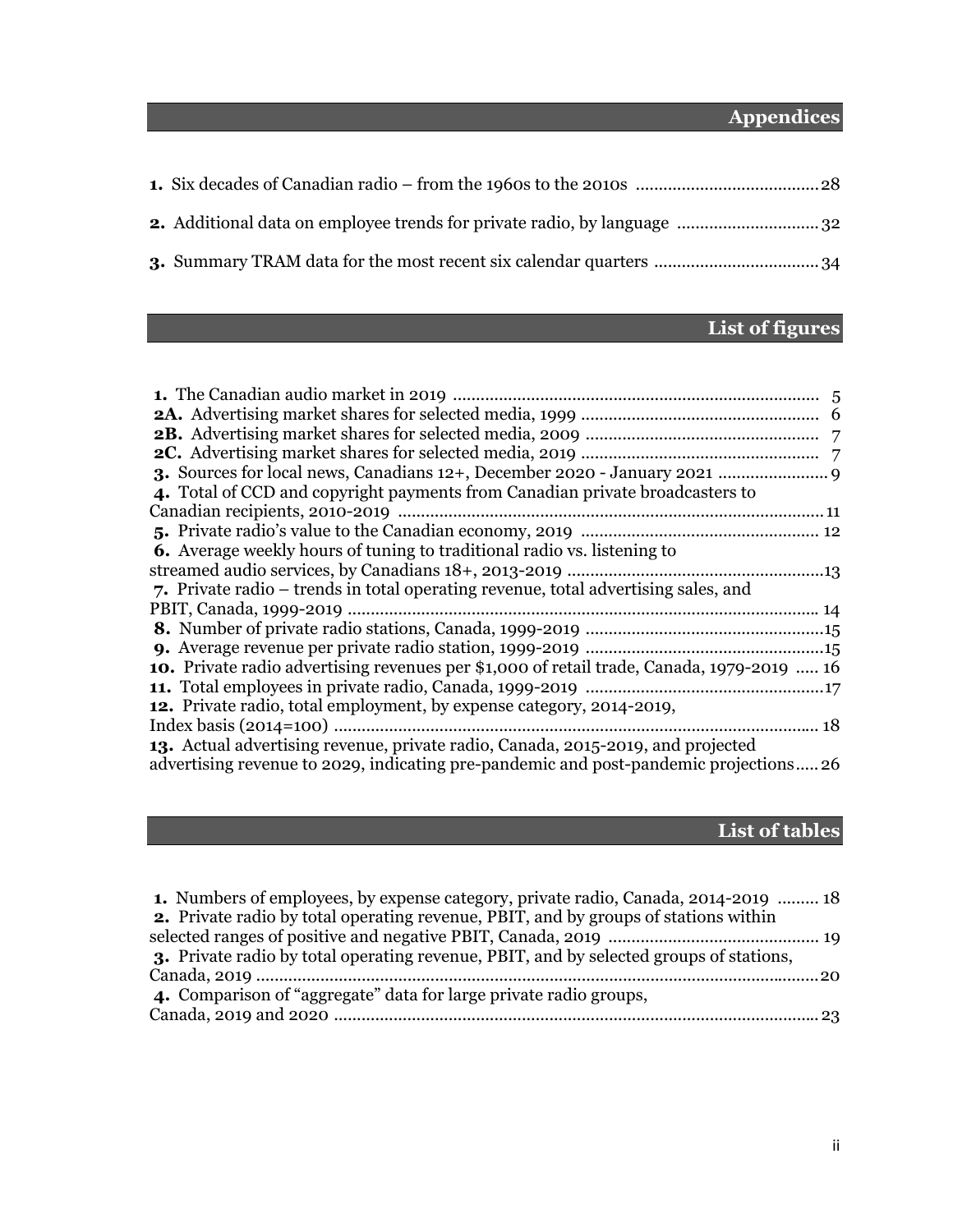## Appendices

**1.** Six decades of Canadian radio – from the 1960s to the 2010s ........................................ 28

**2.** Additional data on employee trends for private radio, by language ............................... 32

**3.** Summary TRAM data for the most recent six calendar quarters .................................... 34

## List of figures

**1.** The Canadian audio market in 2019 ............................................................................... 5
**2A.** Advertising market shares for selected media, 1999 .................................................... 6
**2B.** Advertising market shares for selected media, 2009 ................................................... 7
**2C.** Advertising market shares for selected media, 2019 .................................................... 7
**3.** Sources for local news, Canadians 12+, December 2020 - January 2021 ........................ 9
**4.** Total of CCD and copyright payments from Canadian private broadcasters to Canadian recipients, 2010-2019 ............................................................................................ 11
**5.** Private radio's value to the Canadian economy, 2019 .................................................... 12
**6.** Average weekly hours of tuning to traditional radio vs. listening to streamed audio services, by Canadians 18+, 2013-2019 ........................................................ 13
**7.** Private radio – trends in total operating revenue, total advertising sales, and PBIT, Canada, 1999-2019 ...................................................................................................... 14
**8.** Number of private radio stations, Canada, 1999-2019 .................................................... 15
**9.** Average revenue per private radio station, 1999-2019 .................................................... 15
**10.** Private radio advertising revenues per $1,000 of retail trade, Canada, 1979-2019 ..... 16
**11.** Total employees in private radio, Canada, 1999-2019 .................................................... 17
**12.** Private radio, total employment, by expense category, 2014-2019, Index basis (2014=100) ........................................................................................................ 18
**13.** Actual advertising revenue, private radio, Canada, 2015-2019, and projected advertising revenue to 2029, indicating pre-pandemic and post-pandemic projections ..... 26

## List of tables

**1.** Numbers of employees, by expense category, private radio, Canada, 2014-2019 ......... 18
**2.** Private radio by total operating revenue, PBIT, and by groups of stations within selected ranges of positive and negative PBIT, Canada, 2019 ............................................. 19
**3.** Private radio by total operating revenue, PBIT, and by selected groups of stations, Canada, 2019 ......................................................................................................... 20
**4.** Comparison of "aggregate" data for large private radio groups, Canada, 2019 and 2020 ......................................................................................... 23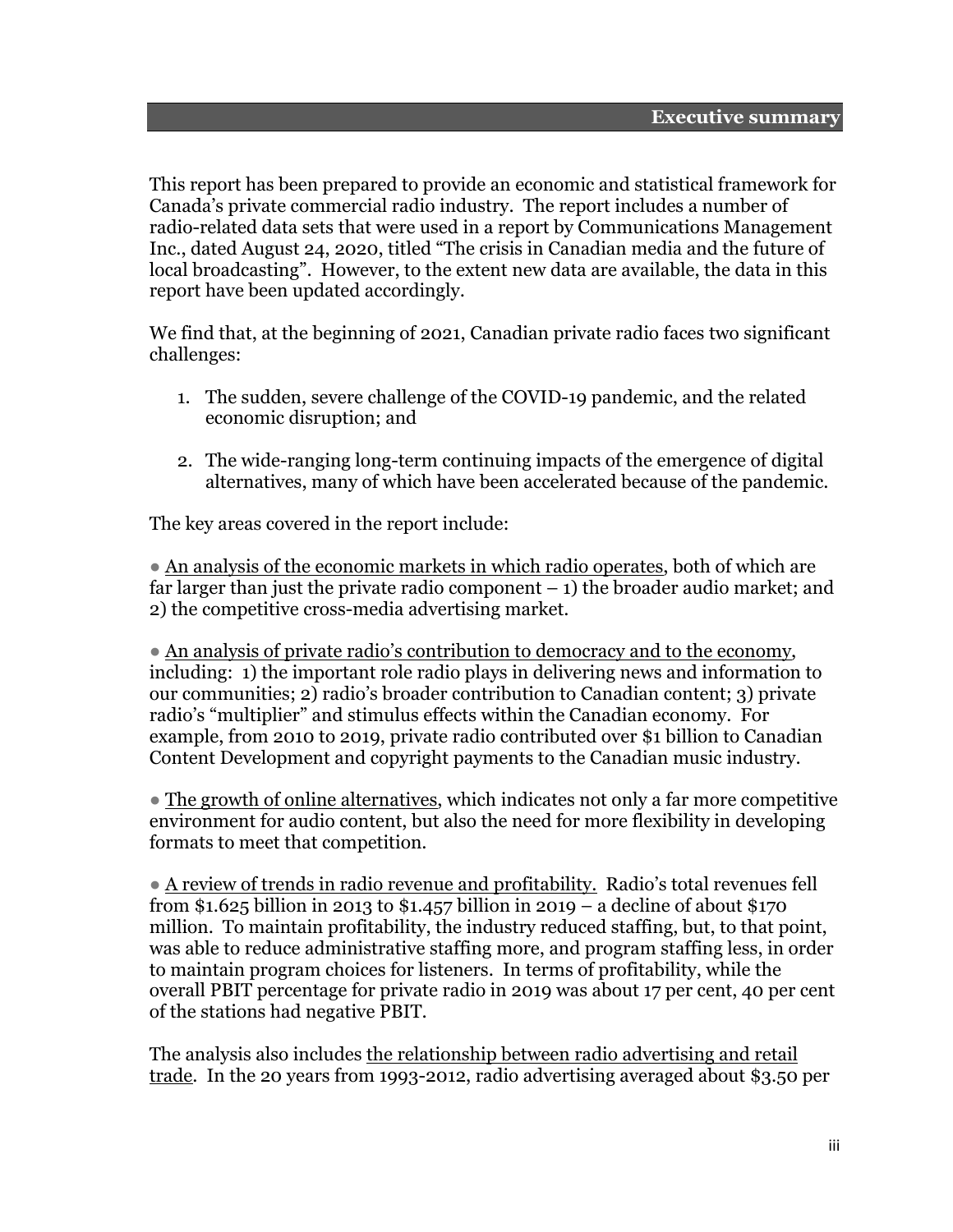## Executive summary

This report has been prepared to provide an economic and statistical framework for Canada's private commercial radio industry. The report includes a number of radio-related data sets that were used in a report by Communications Management Inc., dated August 24, 2020, titled "The crisis in Canadian media and the future of local broadcasting". However, to the extent new data are available, the data in this report have been updated accordingly.

We find that, at the beginning of 2021, Canadian private radio faces two significant challenges:

1. The sudden, severe challenge of the COVID-19 pandemic, and the related economic disruption; and

2. The wide-ranging long-term continuing impacts of the emergence of digital alternatives, many of which have been accelerated because of the pandemic.

The key areas covered in the report include:

● An analysis of the economic markets in which radio operates, both of which are far larger than just the private radio component – 1) the broader audio market; and 2) the competitive cross-media advertising market.

● An analysis of private radio's contribution to democracy and to the economy, including: 1) the important role radio plays in delivering news and information to our communities; 2) radio's broader contribution to Canadian content; 3) private radio's "multiplier" and stimulus effects within the Canadian economy. For example, from 2010 to 2019, private radio contributed over $1 billion to Canadian Content Development and copyright payments to the Canadian music industry.

● The growth of online alternatives, which indicates not only a far more competitive environment for audio content, but also the need for more flexibility in developing formats to meet that competition.

● A review of trends in radio revenue and profitability. Radio's total revenues fell from $1.625 billion in 2013 to $1.457 billion in 2019 – a decline of about $170 million. To maintain profitability, the industry reduced staffing, but, to that point, was able to reduce administrative staffing more, and program staffing less, in order to maintain program choices for listeners. In terms of profitability, while the overall PBIT percentage for private radio in 2019 was about 17 per cent, 40 per cent of the stations had negative PBIT.

The analysis also includes the relationship between radio advertising and retail trade. In the 20 years from 1993-2012, radio advertising averaged about $3.50 per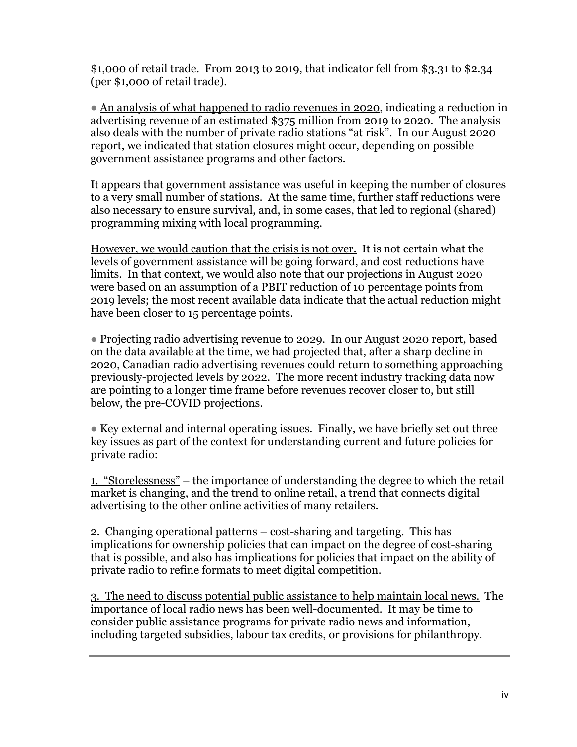$1,000 of retail trade. From 2013 to 2019, that indicator fell from $3.31 to $2.34 (per $1,000 of retail trade).

● An analysis of what happened to radio revenues in 2020, indicating a reduction in advertising revenue of an estimated $375 million from 2019 to 2020. The analysis also deals with the number of private radio stations "at risk". In our August 2020 report, we indicated that station closures might occur, depending on possible government assistance programs and other factors.

It appears that government assistance was useful in keeping the number of closures to a very small number of stations. At the same time, further staff reductions were also necessary to ensure survival, and, in some cases, that led to regional (shared) programming mixing with local programming.

However, we would caution that the crisis is not over. It is not certain what the levels of government assistance will be going forward, and cost reductions have limits. In that context, we would also note that our projections in August 2020 were based on an assumption of a PBIT reduction of 10 percentage points from 2019 levels; the most recent available data indicate that the actual reduction might have been closer to 15 percentage points.

● Projecting radio advertising revenue to 2029. In our August 2020 report, based on the data available at the time, we had projected that, after a sharp decline in 2020, Canadian radio advertising revenues could return to something approaching previously-projected levels by 2022. The more recent industry tracking data now are pointing to a longer time frame before revenues recover closer to, but still below, the pre-COVID projections.

● Key external and internal operating issues. Finally, we have briefly set out three key issues as part of the context for understanding current and future policies for private radio:

1. "Storelessness" – the importance of understanding the degree to which the retail market is changing, and the trend to online retail, a trend that connects digital advertising to the other online activities of many retailers.

2. Changing operational patterns – cost-sharing and targeting. This has implications for ownership policies that can impact on the degree of cost-sharing that is possible, and also has implications for policies that impact on the ability of private radio to refine formats to meet digital competition.

3. The need to discuss potential public assistance to help maintain local news. The importance of local radio news has been well-documented. It may be time to consider public assistance programs for private radio news and information, including targeted subsidies, labour tax credits, or provisions for philanthropy.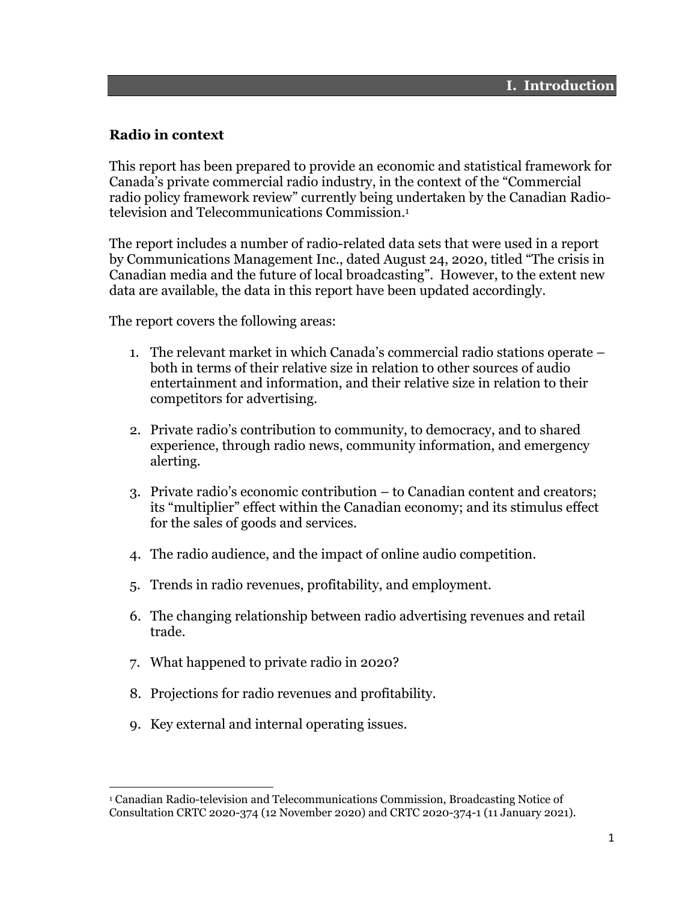# I. Introduction

## Radio in context

This report has been prepared to provide an economic and statistical framework for Canada's private commercial radio industry, in the context of the "Commercial radio policy framework review" currently being undertaken by the Canadian Radio-television and Telecommunications Commission.[1]

The report includes a number of radio-related data sets that were used in a report by Communications Management Inc., dated August 24, 2020, titled "The crisis in Canadian media and the future of local broadcasting". However, to the extent new data are available, the data in this report have been updated accordingly.

The report covers the following areas:

1. The relevant market in which Canada's commercial radio stations operate – both in terms of their relative size in relation to other sources of audio entertainment and information, and their relative size in relation to their competitors for advertising.
2. Private radio's contribution to community, to democracy, and to shared experience, through radio news, community information, and emergency alerting.
3. Private radio's economic contribution – to Canadian content and creators; its "multiplier" effect within the Canadian economy; and its stimulus effect for the sales of goods and services.
4. The radio audience, and the impact of online audio competition.
5. Trends in radio revenues, profitability, and employment.
6. The changing relationship between radio advertising revenues and retail trade.
7. What happened to private radio in 2020?
8. Projections for radio revenues and profitability.
9. Key external and internal operating issues.

---

[1] Canadian Radio-television and Telecommunications Commission, Broadcasting Notice of Consultation CRTC 2020-374 (12 November 2020) and CRTC 2020-374-1 (11 January 2021).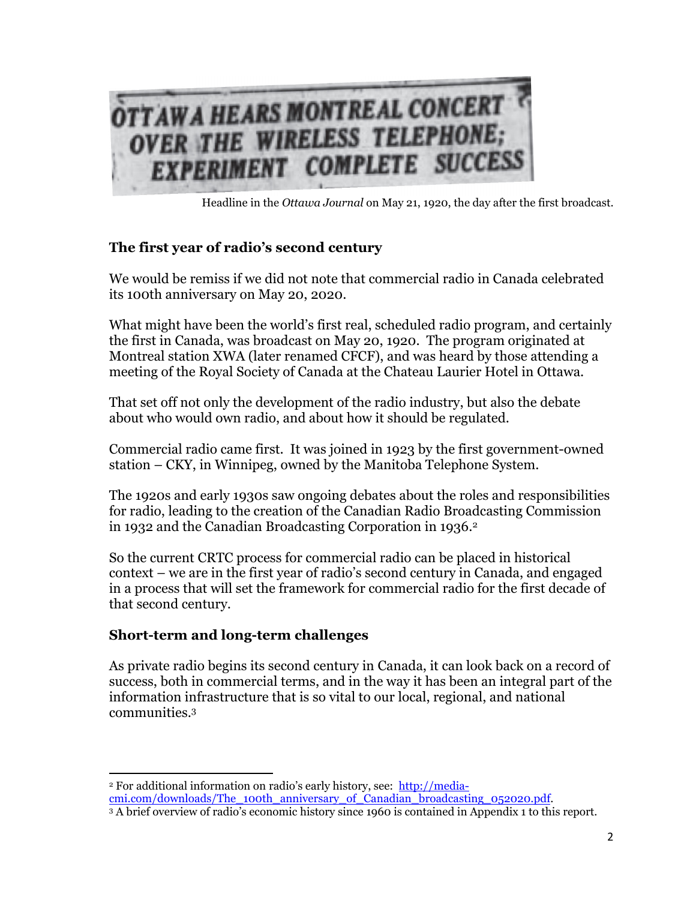OTTAWA HEARS MONTREAL CONCERT OVER THE WIRELESS TELEPHONE; EXPERIMENT COMPLETE SUCCESS

Headline in the *Ottawa Journal* on May 21, 1920, the day after the first broadcast.

## The first year of radio's second century

We would be remiss if we did not note that commercial radio in Canada celebrated its 100th anniversary on May 20, 2020.

What might have been the world's first real, scheduled radio program, and certainly the first in Canada, was broadcast on May 20, 1920. The program originated at Montreal station XWA (later renamed CFCF), and was heard by those attending a meeting of the Royal Society of Canada at the Chateau Laurier Hotel in Ottawa.

That set off not only the development of the radio industry, but also the debate about who would own radio, and about how it should be regulated.

Commercial radio came first. It was joined in 1923 by the first government-owned station – CKY, in Winnipeg, owned by the Manitoba Telephone System.

The 1920s and early 1930s saw ongoing debates about the roles and responsibilities for radio, leading to the creation of the Canadian Radio Broadcasting Commission in 1932 and the Canadian Broadcasting Corporation in 1936.[2]

So the current CRTC process for commercial radio can be placed in historical context – we are in the first year of radio's second century in Canada, and engaged in a process that will set the framework for commercial radio for the first decade of that second century.

## Short-term and long-term challenges

As private radio begins its second century in Canada, it can look back on a record of success, both in commercial terms, and in the way it has been an integral part of the information infrastructure that is so vital to our local, regional, and national communities.[3]

---

[2] For additional information on radio's early history, see: http://media-cmi.com/downloads/The_100th_anniversary_of_Canadian_broadcasting_052020.pdf.

[3] A brief overview of radio's economic history since 1960 is contained in Appendix 1 to this report.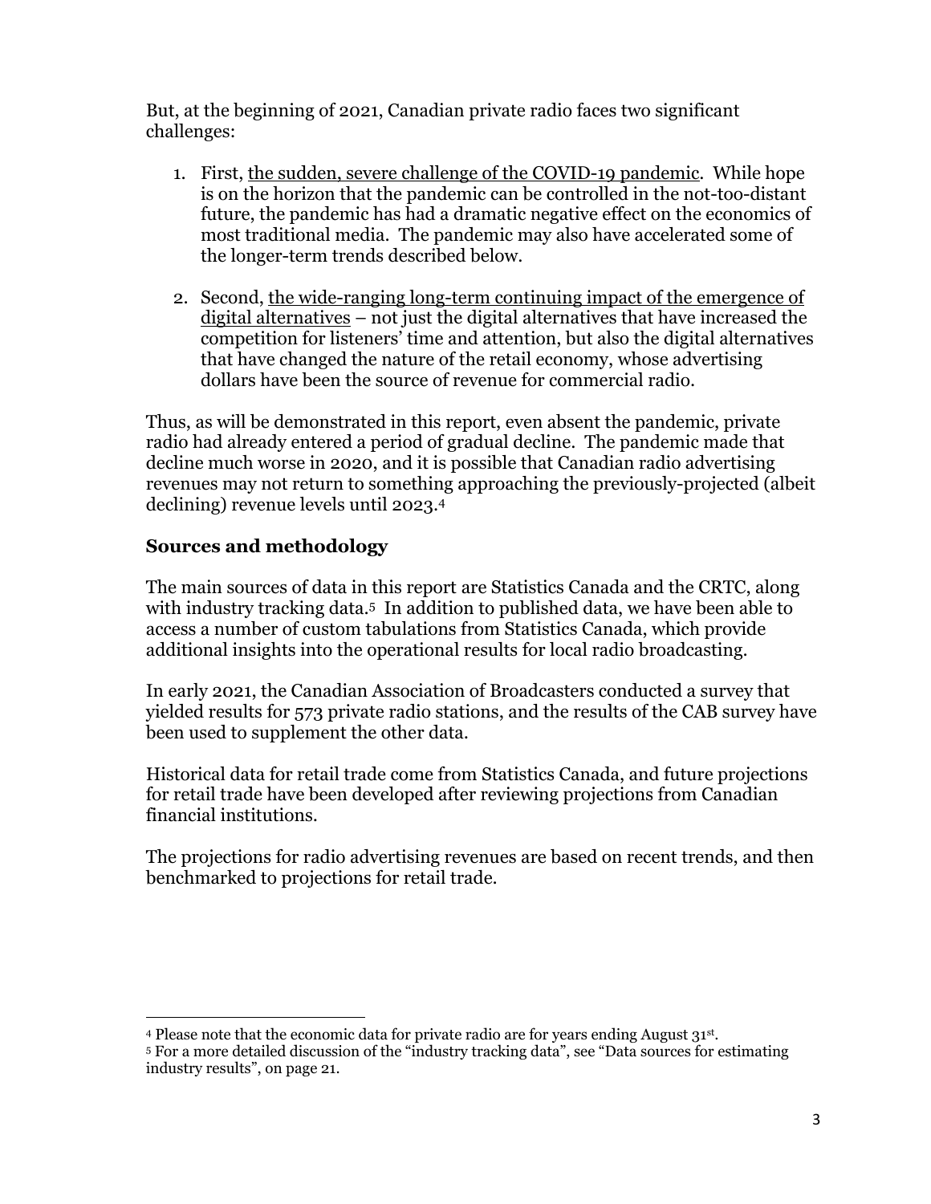But, at the beginning of 2021, Canadian private radio faces two significant challenges:

1. First, the sudden, severe challenge of the COVID-19 pandemic. While hope is on the horizon that the pandemic can be controlled in the not-too-distant future, the pandemic has had a dramatic negative effect on the economics of most traditional media. The pandemic may also have accelerated some of the longer-term trends described below.

2. Second, the wide-ranging long-term continuing impact of the emergence of digital alternatives – not just the digital alternatives that have increased the competition for listeners' time and attention, but also the digital alternatives that have changed the nature of the retail economy, whose advertising dollars have been the source of revenue for commercial radio.

Thus, as will be demonstrated in this report, even absent the pandemic, private radio had already entered a period of gradual decline. The pandemic made that decline much worse in 2020, and it is possible that Canadian radio advertising revenues may not return to something approaching the previously-projected (albeit declining) revenue levels until 2023.[4]

## Sources and methodology

The main sources of data in this report are Statistics Canada and the CRTC, along with industry tracking data.[5] In addition to published data, we have been able to access a number of custom tabulations from Statistics Canada, which provide additional insights into the operational results for local radio broadcasting.

In early 2021, the Canadian Association of Broadcasters conducted a survey that yielded results for 573 private radio stations, and the results of the CAB survey have been used to supplement the other data.

Historical data for retail trade come from Statistics Canada, and future projections for retail trade have been developed after reviewing projections from Canadian financial institutions.

The projections for radio advertising revenues are based on recent trends, and then benchmarked to projections for retail trade.

---

[4] Please note that the economic data for private radio are for years ending August 31st.

[5] For a more detailed discussion of the "industry tracking data", see "Data sources for estimating industry results", on page 21.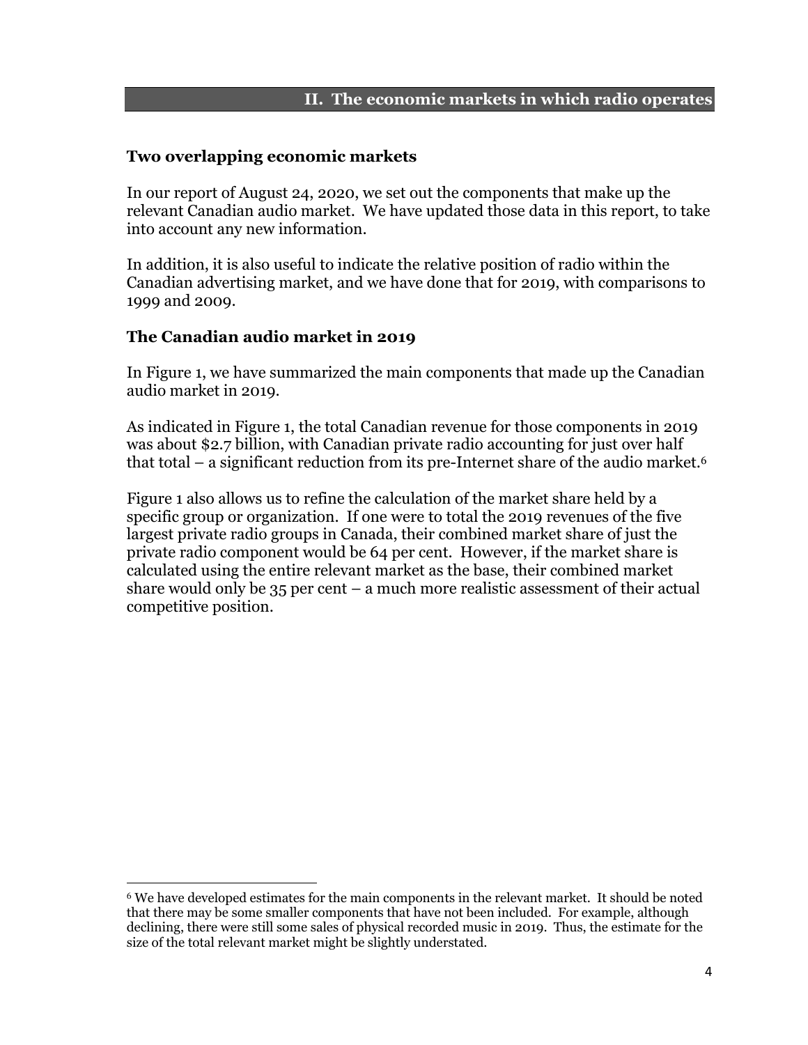## II. The economic markets in which radio operates

### Two overlapping economic markets

In our report of August 24, 2020, we set out the components that make up the relevant Canadian audio market. We have updated those data in this report, to take into account any new information.

In addition, it is also useful to indicate the relative position of radio within the Canadian advertising market, and we have done that for 2019, with comparisons to 1999 and 2009.

### The Canadian audio market in 2019

In Figure 1, we have summarized the main components that made up the Canadian audio market in 2019.

As indicated in Figure 1, the total Canadian revenue for those components in 2019 was about $2.7 billion, with Canadian private radio accounting for just over half that total – a significant reduction from its pre-Internet share of the audio market.[6]

Figure 1 also allows us to refine the calculation of the market share held by a specific group or organization. If one were to total the 2019 revenues of the five largest private radio groups in Canada, their combined market share of just the private radio component would be 64 per cent. However, if the market share is calculated using the entire relevant market as the base, their combined market share would only be 35 per cent – a much more realistic assessment of their actual competitive position.

---

[6] We have developed estimates for the main components in the relevant market. It should be noted that there may be some smaller components that have not been included. For example, although declining, there were still some sales of physical recorded music in 2019. Thus, the estimate for the size of the total relevant market might be slightly understated.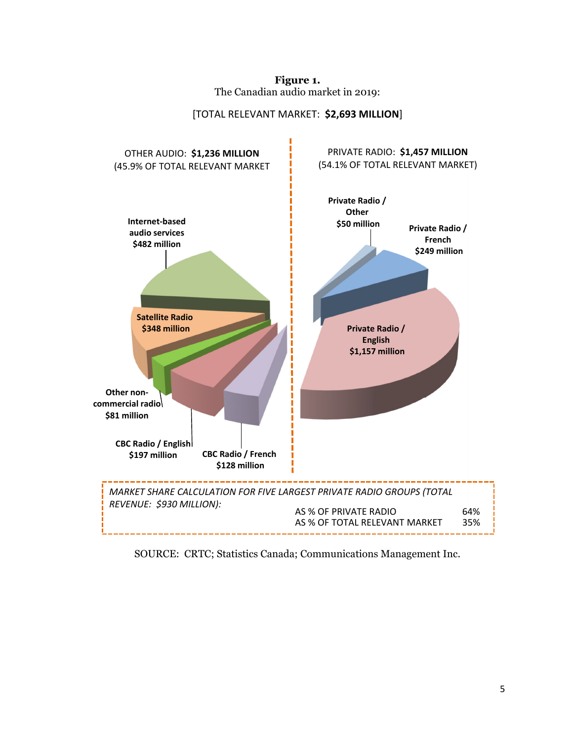**Figure 1.**
The Canadian audio market in 2019:

[TOTAL RELEVANT MARKET: **$2,693 MILLION**]

OTHER AUDIO: **$1,236 MILLION**
(45.9% OF TOTAL RELEVANT MARKET

PRIVATE RADIO: **$1,457 MILLION**
(54.1% OF TOTAL RELEVANT MARKET)

**Internet-based audio services $482 million**

**Satellite Radio $348 million**

**Other non-commercial radio $81 million**

**CBC Radio / English $197 million**

**CBC Radio / French $128 million**

**Private Radio / Other $50 million**

**Private Radio / French $249 million**

**Private Radio / English $1,157 million**

*MARKET SHARE CALCULATION FOR FIVE LARGEST PRIVATE RADIO GROUPS (TOTAL REVENUE: $930 MILLION):*

| | |
|---|---|
| AS % OF PRIVATE RADIO | 64% |
| AS % OF TOTAL RELEVANT MARKET | 35% |

SOURCE: CRTC; Statistics Canada; Communications Management Inc.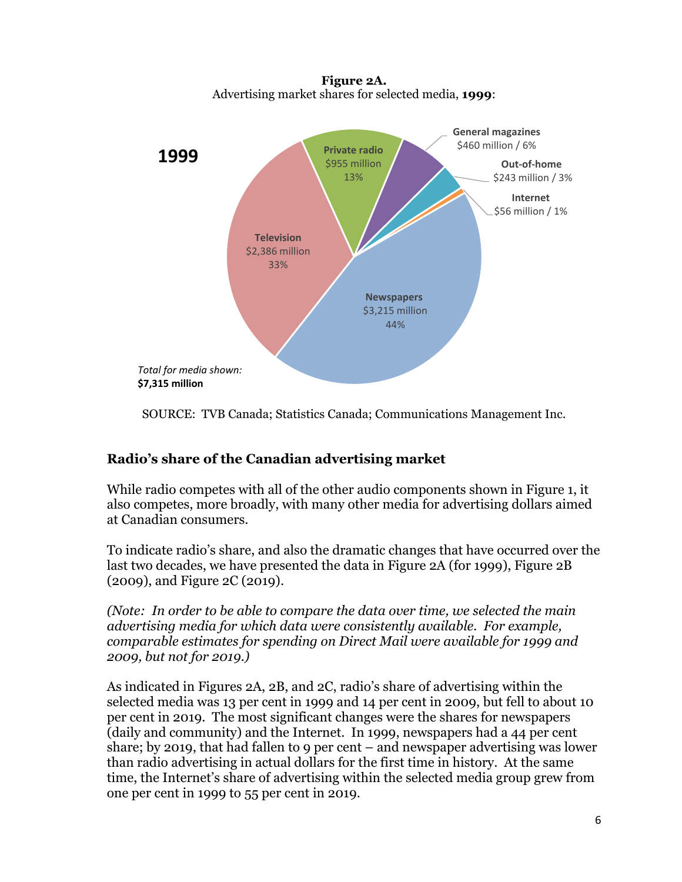**Figure 2A.**
Advertising market shares for selected media, **1999**:

**1999**

Private radio
$955 million
13%

General magazines
$460 million / 6%

Out-of-home
$243 million / 3%

Internet
$56 million / 1%

Television
$2,386 million
33%

Newspapers
$3,215 million
44%

*Total for media shown:*
**$7,315 million**

SOURCE: TVB Canada; Statistics Canada; Communications Management Inc.

## Radio's share of the Canadian advertising market

While radio competes with all of the other audio components shown in Figure 1, it also competes, more broadly, with many other media for advertising dollars aimed at Canadian consumers.

To indicate radio's share, and also the dramatic changes that have occurred over the last two decades, we have presented the data in Figure 2A (for 1999), Figure 2B (2009), and Figure 2C (2019).

*(Note: In order to be able to compare the data over time, we selected the main advertising media for which data were consistently available. For example, comparable estimates for spending on Direct Mail were available for 1999 and 2009, but not for 2019.)*

As indicated in Figures 2A, 2B, and 2C, radio's share of advertising within the selected media was 13 per cent in 1999 and 14 per cent in 2009, but fell to about 10 per cent in 2019. The most significant changes were the shares for newspapers (daily and community) and the Internet. In 1999, newspapers had a 44 per cent share; by 2019, that had fallen to 9 per cent – and newspaper advertising was lower than radio advertising in actual dollars for the first time in history. At the same time, the Internet's share of advertising within the selected media group grew from one per cent in 1999 to 55 per cent in 2019.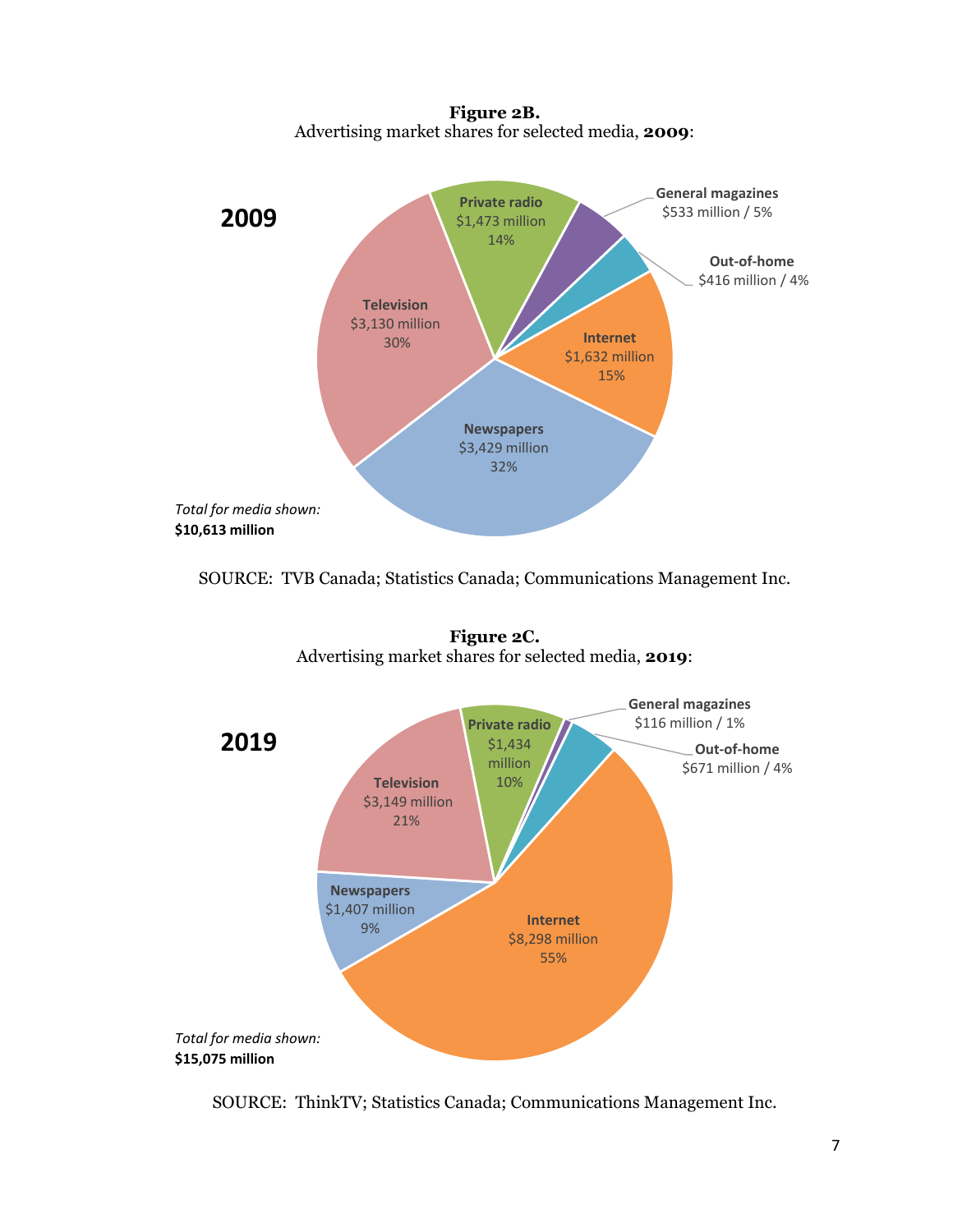**Figure 2B.**
Advertising market shares for selected media, **2009**:

**2009**

| Media | Amount | Share |
|---|---|---|
| Newspapers | $3,429 million | 32% |
| Television | $3,130 million | 30% |
| Internet | $1,632 million | 15% |
| Private radio | $1,473 million | 14% |
| General magazines | $533 million | 5% |
| Out-of-home | $416 million | 4% |

*Total for media shown:*
**$10,613 million**

SOURCE: TVB Canada; Statistics Canada; Communications Management Inc.

**Figure 2C.**
Advertising market shares for selected media, **2019**:

**2019**

| Media | Amount | Share |
|---|---|---|
| Internet | $8,298 million | 55% |
| Television | $3,149 million | 21% |
| Private radio | $1,434 million | 10% |
| Newspapers | $1,407 million | 9% |
| Out-of-home | $671 million | 4% |
| General magazines | $116 million | 1% |

*Total for media shown:*
**$15,075 million**

SOURCE: ThinkTV; Statistics Canada; Communications Management Inc.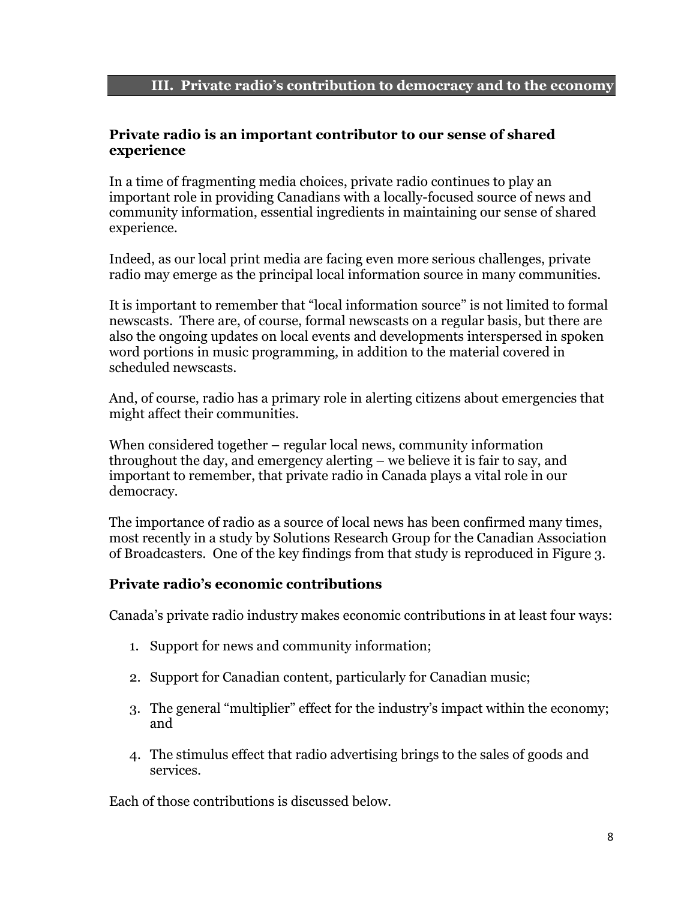## III. Private radio's contribution to democracy and to the economy

### Private radio is an important contributor to our sense of shared experience

In a time of fragmenting media choices, private radio continues to play an important role in providing Canadians with a locally-focused source of news and community information, essential ingredients in maintaining our sense of shared experience.

Indeed, as our local print media are facing even more serious challenges, private radio may emerge as the principal local information source in many communities.

It is important to remember that "local information source" is not limited to formal newscasts. There are, of course, formal newscasts on a regular basis, but there are also the ongoing updates on local events and developments interspersed in spoken word portions in music programming, in addition to the material covered in scheduled newscasts.

And, of course, radio has a primary role in alerting citizens about emergencies that might affect their communities.

When considered together – regular local news, community information throughout the day, and emergency alerting – we believe it is fair to say, and important to remember, that private radio in Canada plays a vital role in our democracy.

The importance of radio as a source of local news has been confirmed many times, most recently in a study by Solutions Research Group for the Canadian Association of Broadcasters. One of the key findings from that study is reproduced in Figure 3.

### Private radio's economic contributions

Canada's private radio industry makes economic contributions in at least four ways:

1. Support for news and community information;
2. Support for Canadian content, particularly for Canadian music;
3. The general "multiplier" effect for the industry's impact within the economy; and
4. The stimulus effect that radio advertising brings to the sales of goods and services.

Each of those contributions is discussed below.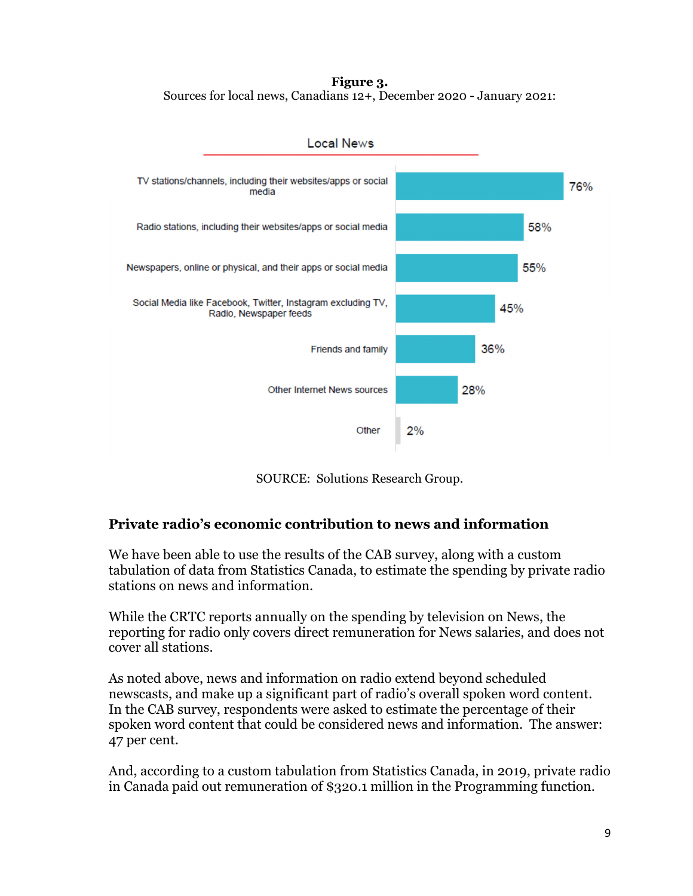**Figure 3.**
Sources for local news, Canadians 12+, December 2020 - January 2021:

Local News

| Source | % |
|---|---|
| TV stations/channels, including their websites/apps or social media | 76% |
| Radio stations, including their websites/apps or social media | 58% |
| Newspapers, online or physical, and their apps or social media | 55% |
| Social Media like Facebook, Twitter, Instagram excluding TV, Radio, Newspaper feeds | 45% |
| Friends and family | 36% |
| Other Internet News sources | 28% |
| Other | 2% |

SOURCE: Solutions Research Group.

## Private radio's economic contribution to news and information

We have been able to use the results of the CAB survey, along with a custom tabulation of data from Statistics Canada, to estimate the spending by private radio stations on news and information.

While the CRTC reports annually on the spending by television on News, the reporting for radio only covers direct remuneration for News salaries, and does not cover all stations.

As noted above, news and information on radio extend beyond scheduled newscasts, and make up a significant part of radio's overall spoken word content. In the CAB survey, respondents were asked to estimate the percentage of their spoken word content that could be considered news and information. The answer: 47 per cent.

And, according to a custom tabulation from Statistics Canada, in 2019, private radio in Canada paid out remuneration of $320.1 million in the Programming function.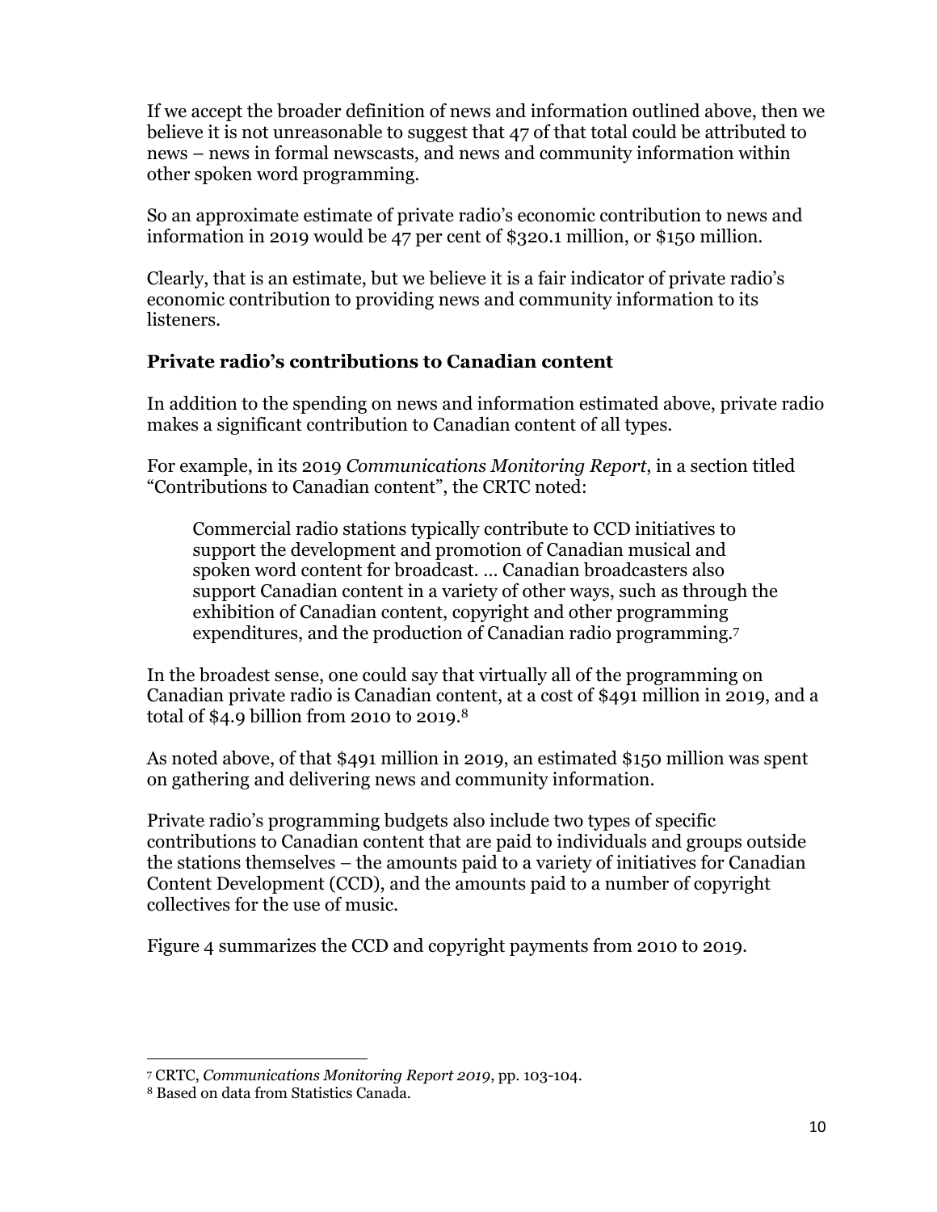If we accept the broader definition of news and information outlined above, then we believe it is not unreasonable to suggest that 47 of that total could be attributed to news – news in formal newscasts, and news and community information within other spoken word programming.

So an approximate estimate of private radio's economic contribution to news and information in 2019 would be 47 per cent of $320.1 million, or $150 million.

Clearly, that is an estimate, but we believe it is a fair indicator of private radio's economic contribution to providing news and community information to its listeners.

**Private radio's contributions to Canadian content**

In addition to the spending on news and information estimated above, private radio makes a significant contribution to Canadian content of all types.

For example, in its 2019 *Communications Monitoring Report*, in a section titled "Contributions to Canadian content", the CRTC noted:

> Commercial radio stations typically contribute to CCD initiatives to support the development and promotion of Canadian musical and spoken word content for broadcast. … Canadian broadcasters also support Canadian content in a variety of other ways, such as through the exhibition of Canadian content, copyright and other programming expenditures, and the production of Canadian radio programming.[7]

In the broadest sense, one could say that virtually all of the programming on Canadian private radio is Canadian content, at a cost of $491 million in 2019, and a total of $4.9 billion from 2010 to 2019.[8]

As noted above, of that $491 million in 2019, an estimated $150 million was spent on gathering and delivering news and community information.

Private radio's programming budgets also include two types of specific contributions to Canadian content that are paid to individuals and groups outside the stations themselves – the amounts paid to a variety of initiatives for Canadian Content Development (CCD), and the amounts paid to a number of copyright collectives for the use of music.

Figure 4 summarizes the CCD and copyright payments from 2010 to 2019.

---

[7] CRTC, *Communications Monitoring Report 2019*, pp. 103-104.

[8] Based on data from Statistics Canada.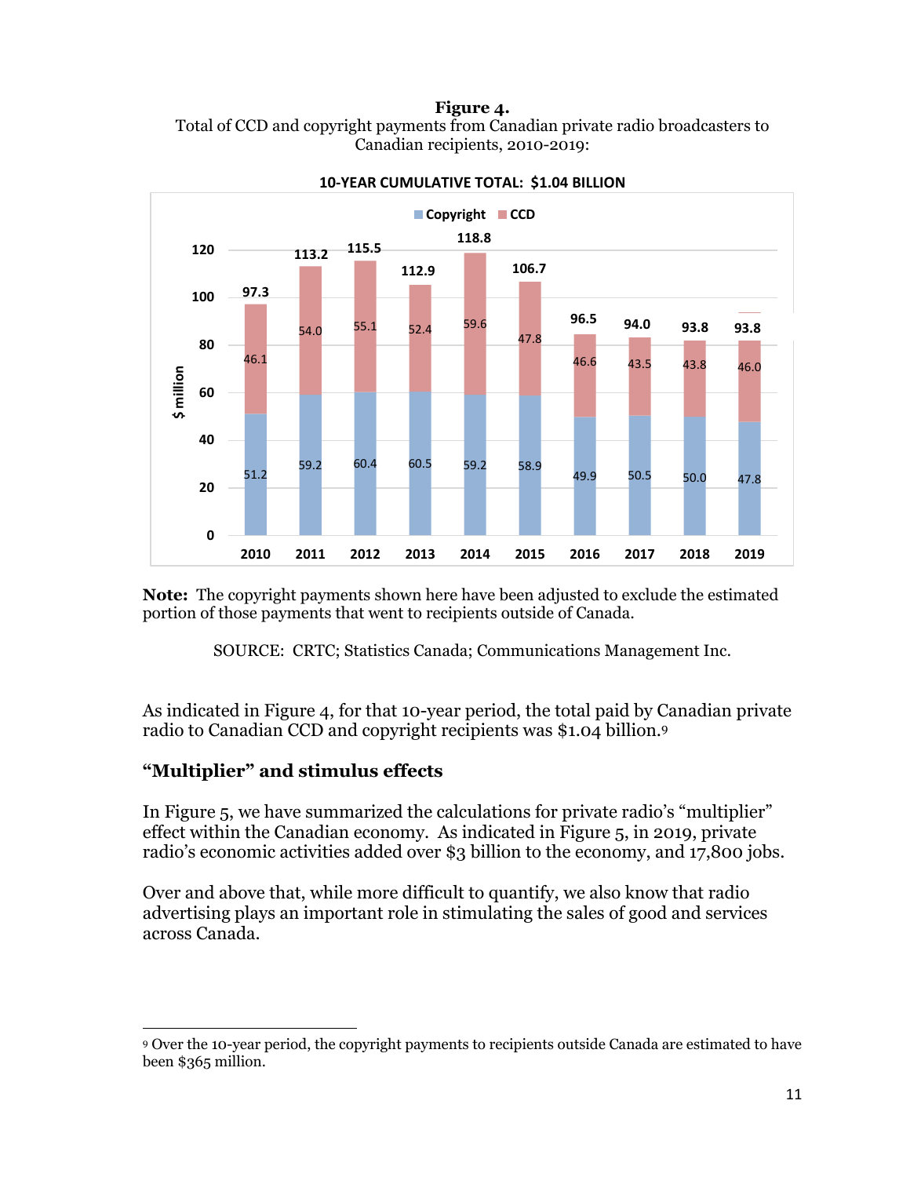**Figure 4.**
Total of CCD and copyright payments from Canadian private radio broadcasters to Canadian recipients, 2010-2019:

**10-YEAR CUMULATIVE TOTAL: $1.04 BILLION**

| $ million | 2010 | 2011 | 2012 | 2013 | 2014 | 2015 | 2016 | 2017 | 2018 | 2019 |
|---|---|---|---|---|---|---|---|---|---|---|
| Copyright | 51.2 | 59.2 | 60.4 | 60.5 | 59.2 | 58.9 | 49.9 | 50.5 | 50.0 | 47.8 |
| CCD | 46.1 | 54.0 | 55.1 | 52.4 | 59.6 | 47.8 | 46.6 | 43.5 | 43.8 | 46.0 |
| Total | 97.3 | 113.2 | 115.5 | 112.9 | 118.8 | 106.7 | 96.5 | 94.0 | 93.8 | 93.8 |

**Note:** The copyright payments shown here have been adjusted to exclude the estimated portion of those payments that went to recipients outside of Canada.

SOURCE: CRTC; Statistics Canada; Communications Management Inc.

As indicated in Figure 4, for that 10-year period, the total paid by Canadian private radio to Canadian CCD and copyright recipients was $1.04 billion.[9]

## "Multiplier" and stimulus effects

In Figure 5, we have summarized the calculations for private radio's "multiplier" effect within the Canadian economy. As indicated in Figure 5, in 2019, private radio's economic activities added over $3 billion to the economy, and 17,800 jobs.

Over and above that, while more difficult to quantify, we also know that radio advertising plays an important role in stimulating the sales of good and services across Canada.

---

[9] Over the 10-year period, the copyright payments to recipients outside Canada are estimated to have been $365 million.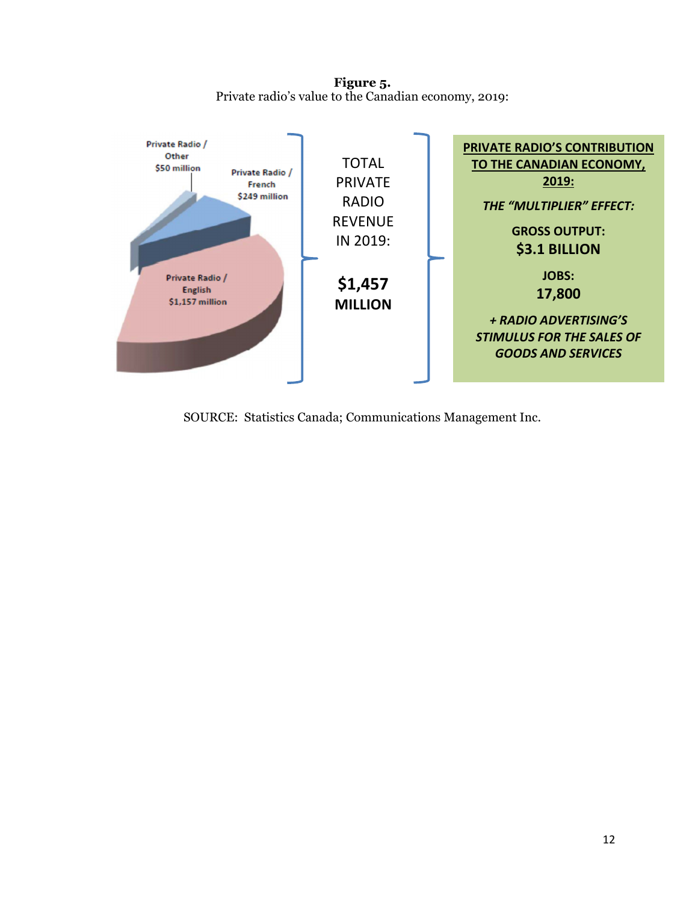**Figure 5.**
Private radio's value to the Canadian economy, 2019:

Private Radio / Other
$50 million

Private Radio / French
$249 million

Private Radio / English
$1,157 million

TOTAL PRIVATE RADIO REVENUE IN 2019:

**$1,457 MILLION**

**PRIVATE RADIO'S CONTRIBUTION TO THE CANADIAN ECONOMY, 2019:**

***THE "MULTIPLIER" EFFECT:***

**GROSS OUTPUT:**
**$3.1 BILLION**

**JOBS:**
**17,800**

***+ RADIO ADVERTISING'S STIMULUS FOR THE SALES OF GOODS AND SERVICES***

SOURCE: Statistics Canada; Communications Management Inc.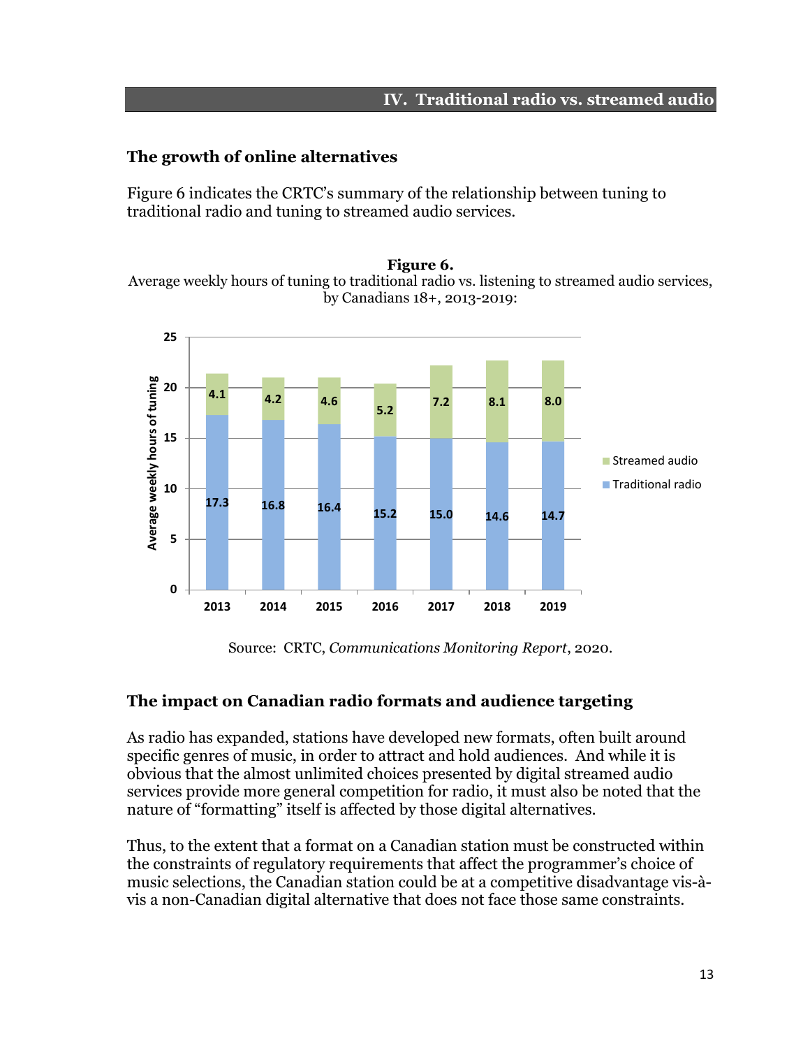## IV. Traditional radio vs. streamed audio

### The growth of online alternatives

Figure 6 indicates the CRTC's summary of the relationship between tuning to traditional radio and tuning to streamed audio services.

**Figure 6.**
Average weekly hours of tuning to traditional radio vs. listening to streamed audio services, by Canadians 18+, 2013-2019:

| Year | Traditional radio | Streamed audio |
|---|---|---|
| 2013 | 17.3 | 4.1 |
| 2014 | 16.8 | 4.2 |
| 2015 | 16.4 | 4.6 |
| 2016 | 15.2 | 5.2 |
| 2017 | 15.0 | 7.2 |
| 2018 | 14.6 | 8.1 |
| 2019 | 14.7 | 8.0 |

Source: CRTC, *Communications Monitoring Report*, 2020.

### The impact on Canadian radio formats and audience targeting

As radio has expanded, stations have developed new formats, often built around specific genres of music, in order to attract and hold audiences. And while it is obvious that the almost unlimited choices presented by digital streamed audio services provide more general competition for radio, it must also be noted that the nature of "formatting" itself is affected by those digital alternatives.

Thus, to the extent that a format on a Canadian station must be constructed within the constraints of regulatory requirements that affect the programmer's choice of music selections, the Canadian station could be at a competitive disadvantage vis-à-vis a non-Canadian digital alternative that does not face those same constraints.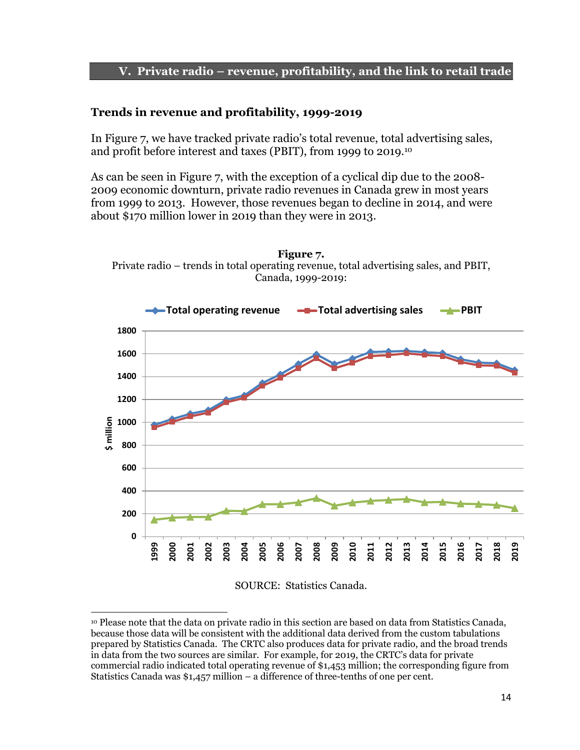## V. Private radio – revenue, profitability, and the link to retail trade

### Trends in revenue and profitability, 1999-2019

In Figure 7, we have tracked private radio's total revenue, total advertising sales, and profit before interest and taxes (PBIT), from 1999 to 2019.[10]

As can be seen in Figure 7, with the exception of a cyclical dip due to the 2008-2009 economic downturn, private radio revenues in Canada grew in most years from 1999 to 2013. However, those revenues began to decline in 2014, and were about $170 million lower in 2019 than they were in 2013.

**Figure 7.**
Private radio – trends in total operating revenue, total advertising sales, and PBIT, Canada, 1999-2019:

SOURCE: Statistics Canada.

[10] Please note that the data on private radio in this section are based on data from Statistics Canada, because those data will be consistent with the additional data derived from the custom tabulations prepared by Statistics Canada. The CRTC also produces data for private radio, and the broad trends in data from the two sources are similar. For example, for 2019, the CRTC's data for private commercial radio indicated total operating revenue of $1,453 million; the corresponding figure from Statistics Canada was $1,457 million – a difference of three-tenths of one per cent.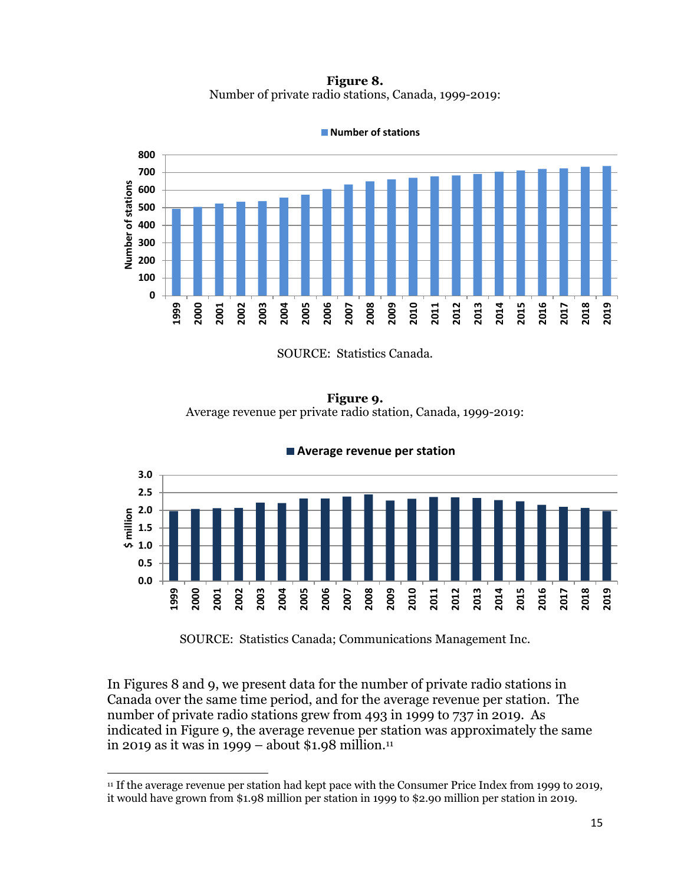**Figure 8.**
Number of private radio stations, Canada, 1999-2019:

SOURCE: Statistics Canada.

**Figure 9.**
Average revenue per private radio station, Canada, 1999-2019:

SOURCE: Statistics Canada; Communications Management Inc.

In Figures 8 and 9, we present data for the number of private radio stations in Canada over the same time period, and for the average revenue per station. The number of private radio stations grew from 493 in 1999 to 737 in 2019. As indicated in Figure 9, the average revenue per station was approximately the same in 2019 as it was in 1999 – about $1.98 million.[11]

[11] If the average revenue per station had kept pace with the Consumer Price Index from 1999 to 2019, it would have grown from $1.98 million per station in 1999 to $2.90 million per station in 2019.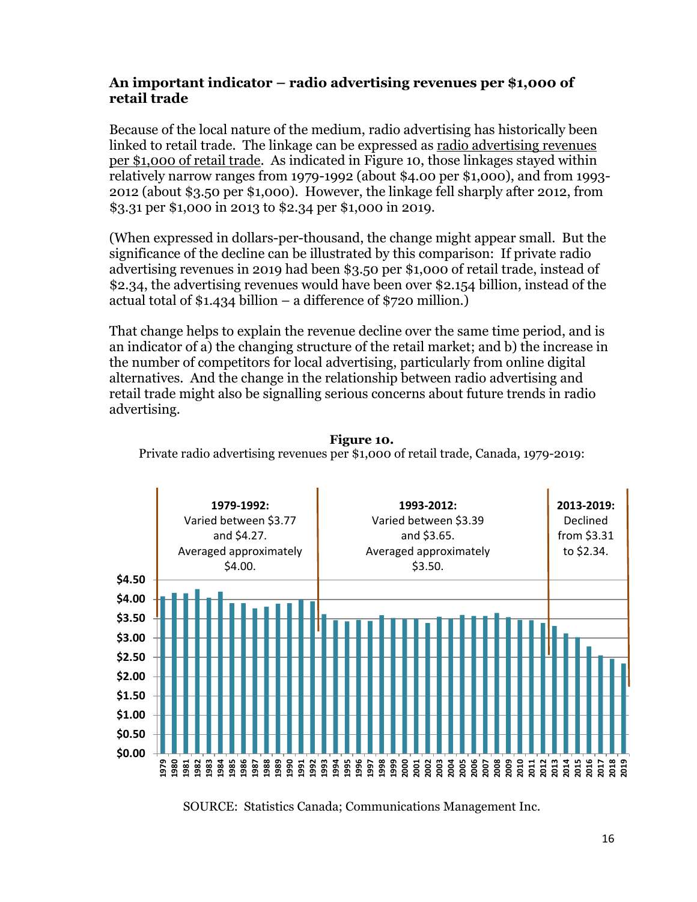### An important indicator – radio advertising revenues per $1,000 of retail trade

Because of the local nature of the medium, radio advertising has historically been linked to retail trade. The linkage can be expressed as radio advertising revenues per $1,000 of retail trade. As indicated in Figure 10, those linkages stayed within relatively narrow ranges from 1979-1992 (about $4.00 per $1,000), and from 1993-2012 (about $3.50 per $1,000). However, the linkage fell sharply after 2012, from $3.31 per $1,000 in 2013 to $2.34 per $1,000 in 2019.

(When expressed in dollars-per-thousand, the change might appear small. But the significance of the decline can be illustrated by this comparison: If private radio advertising revenues in 2019 had been $3.50 per $1,000 of retail trade, instead of $2.34, the advertising revenues would have been over $2.154 billion, instead of the actual total of $1.434 billion – a difference of $720 million.)

That change helps to explain the revenue decline over the same time period, and is an indicator of a) the changing structure of the retail market; and b) the increase in the number of competitors for local advertising, particularly from online digital alternatives. And the change in the relationship between radio advertising and retail trade might also be signalling serious concerns about future trends in radio advertising.

**Figure 10.**
Private radio advertising revenues per $1,000 of retail trade, Canada, 1979-2019:

**1979-1992:** Varied between $3.77 and $4.27. Averaged approximately $4.00.

**1993-2012:** Varied between $3.39 and $3.65. Averaged approximately $3.50.

**2013-2019:** Declined from $3.31 to $2.34.

SOURCE: Statistics Canada; Communications Management Inc.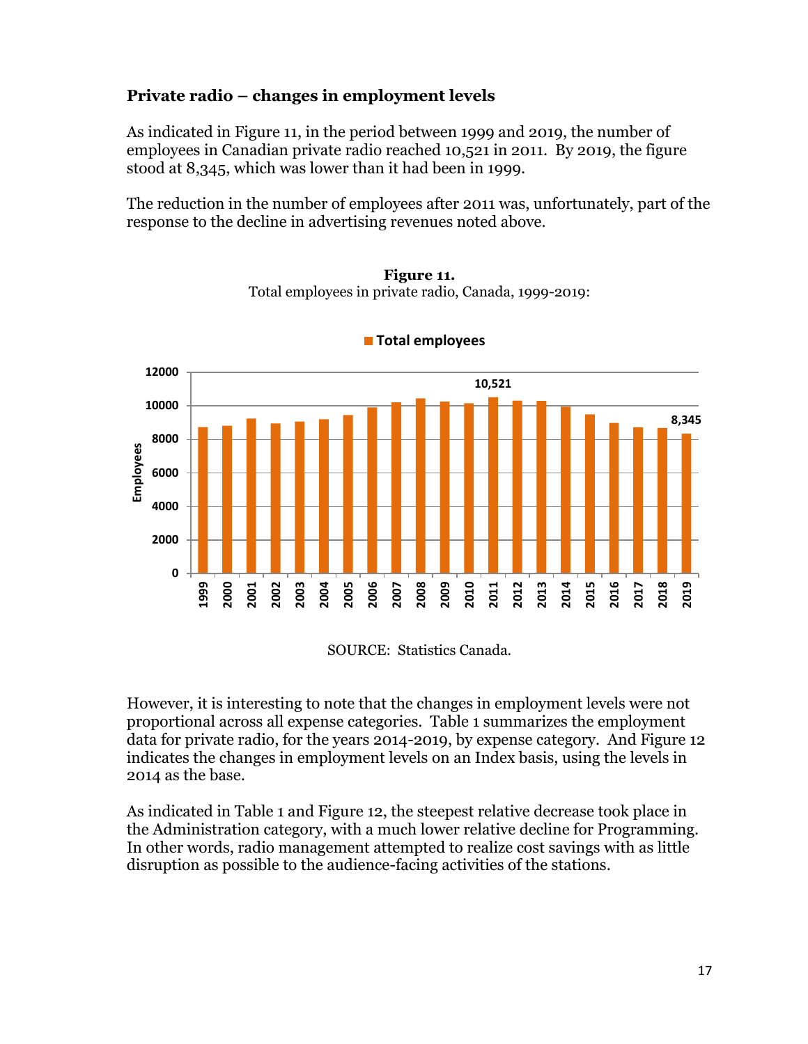### Private radio – changes in employment levels

As indicated in Figure 11, in the period between 1999 and 2019, the number of employees in Canadian private radio reached 10,521 in 2011. By 2019, the figure stood at 8,345, which was lower than it had been in 1999.

The reduction in the number of employees after 2011 was, unfortunately, part of the response to the decline in advertising revenues noted above.

**Figure 11.**
Total employees in private radio, Canada, 1999-2019:

SOURCE: Statistics Canada.

However, it is interesting to note that the changes in employment levels were not proportional across all expense categories. Table 1 summarizes the employment data for private radio, for the years 2014-2019, by expense category. And Figure 12 indicates the changes in employment levels on an Index basis, using the levels in 2014 as the base.

As indicated in Table 1 and Figure 12, the steepest relative decrease took place in the Administration category, with a much lower relative decline for Programming. In other words, radio management attempted to realize cost savings with as little disruption as possible to the audience-facing activities of the stations.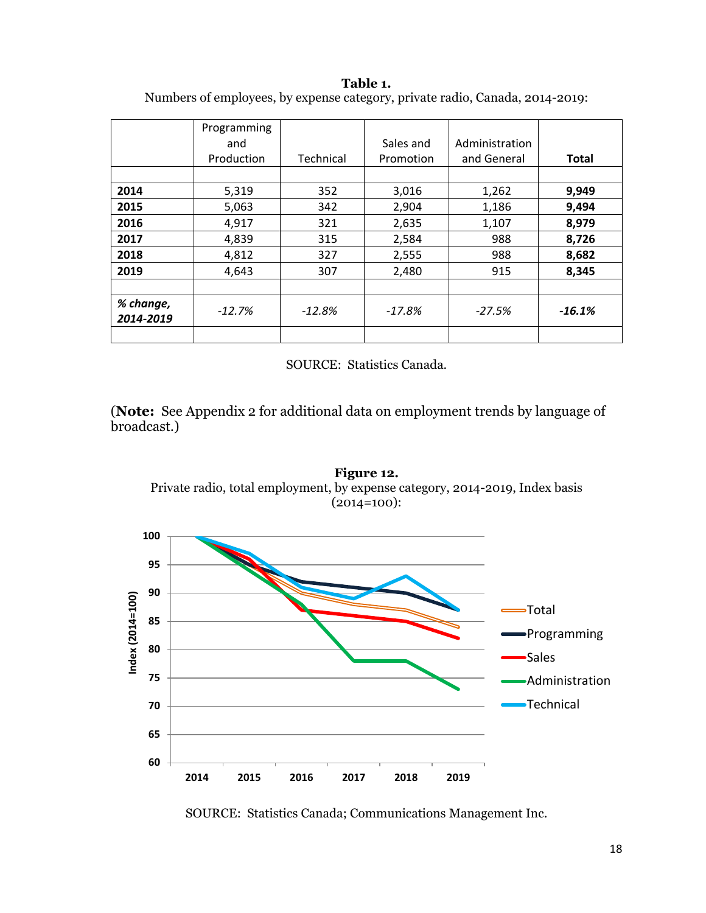**Table 1.**
Numbers of employees, by expense category, private radio, Canada, 2014-2019:

| | Programming and Production | Technical | Sales and Promotion | Administration and General | **Total** |
|---|---|---|---|---|---|
| **2014** | 5,319 | 352 | 3,016 | 1,262 | **9,949** |
| **2015** | 5,063 | 342 | 2,904 | 1,186 | **9,494** |
| **2016** | 4,917 | 321 | 2,635 | 1,107 | **8,979** |
| **2017** | 4,839 | 315 | 2,584 | 988 | **8,726** |
| **2018** | 4,812 | 327 | 2,555 | 988 | **8,682** |
| **2019** | 4,643 | 307 | 2,480 | 915 | **8,345** |
| ***% change, 2014-2019*** | *-12.7%* | *-12.8%* | *-17.8%* | *-27.5%* | ***-16.1%*** |

SOURCE: Statistics Canada.

(**Note:** See Appendix 2 for additional data on employment trends by language of broadcast.)

**Figure 12.**
Private radio, total employment, by expense category, 2014-2019, Index basis (2014=100):

SOURCE: Statistics Canada; Communications Management Inc.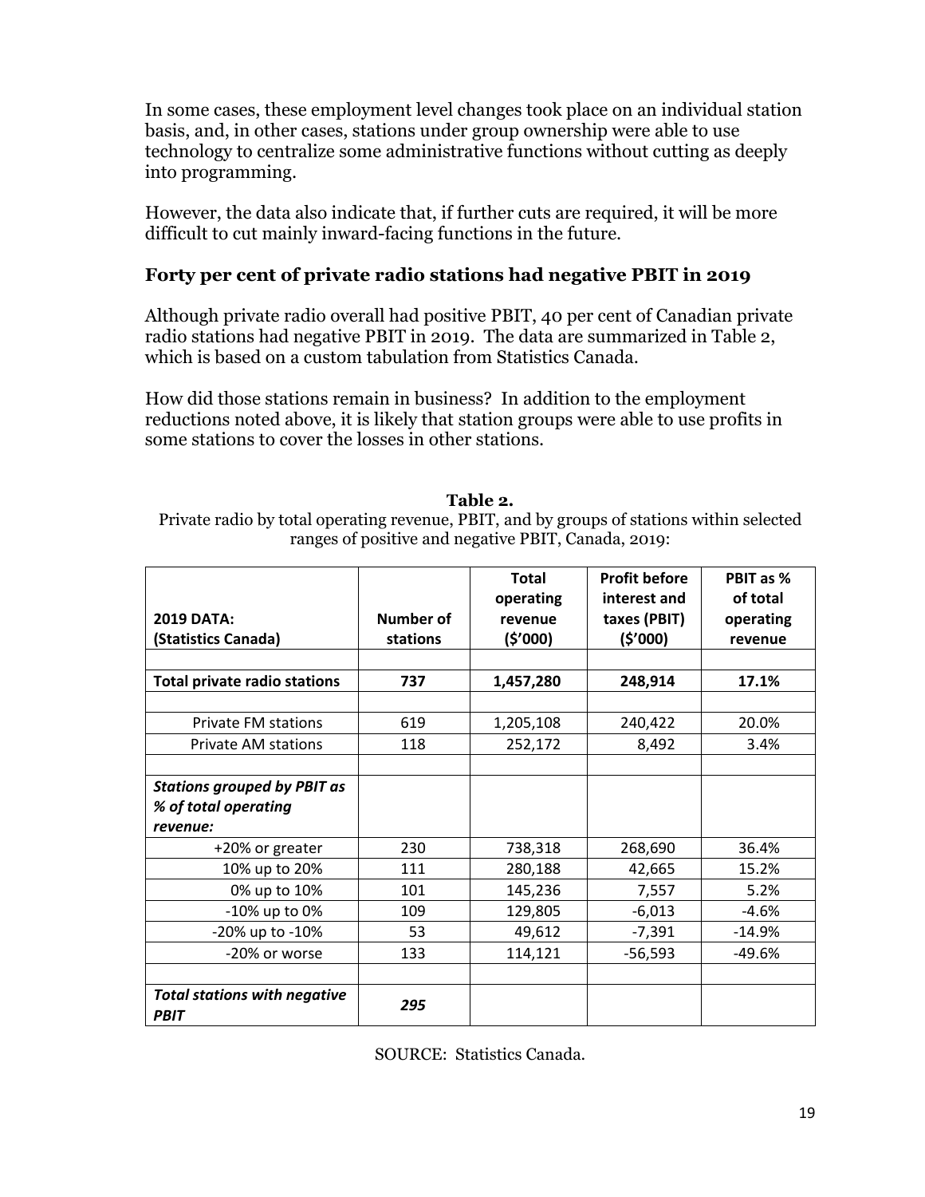In some cases, these employment level changes took place on an individual station basis, and, in other cases, stations under group ownership were able to use technology to centralize some administrative functions without cutting as deeply into programming.

However, the data also indicate that, if further cuts are required, it will be more difficult to cut mainly inward-facing functions in the future.

### Forty per cent of private radio stations had negative PBIT in 2019

Although private radio overall had positive PBIT, 40 per cent of Canadian private radio stations had negative PBIT in 2019. The data are summarized in Table 2, which is based on a custom tabulation from Statistics Canada.

How did those stations remain in business? In addition to the employment reductions noted above, it is likely that station groups were able to use profits in some stations to cover the losses in other stations.

**Table 2.**

Private radio by total operating revenue, PBIT, and by groups of stations within selected ranges of positive and negative PBIT, Canada, 2019:

| 2019 DATA: (Statistics Canada) | Number of stations | Total operating revenue ($'000) | Profit before interest and taxes (PBIT) ($'000) | PBIT as % of total operating revenue |
|---|---|---|---|---|
| | | | | |
| **Total private radio stations** | **737** | **1,457,280** | **248,914** | **17.1%** |
| | | | | |
| Private FM stations | 619 | 1,205,108 | 240,422 | 20.0% |
| Private AM stations | 118 | 252,172 | 8,492 | 3.4% |
| | | | | |
| ***Stations grouped by PBIT as % of total operating revenue:*** | | | | |
| +20% or greater | 230 | 738,318 | 268,690 | 36.4% |
| 10% up to 20% | 111 | 280,188 | 42,665 | 15.2% |
| 0% up to 10% | 101 | 145,236 | 7,557 | 5.2% |
| -10% up to 0% | 109 | 129,805 | -6,013 | -4.6% |
| -20% up to -10% | 53 | 49,612 | -7,391 | -14.9% |
| -20% or worse | 133 | 114,121 | -56,593 | -49.6% |
| | | | | |
| ***Total stations with negative PBIT*** | ***295*** | | | |

SOURCE: Statistics Canada.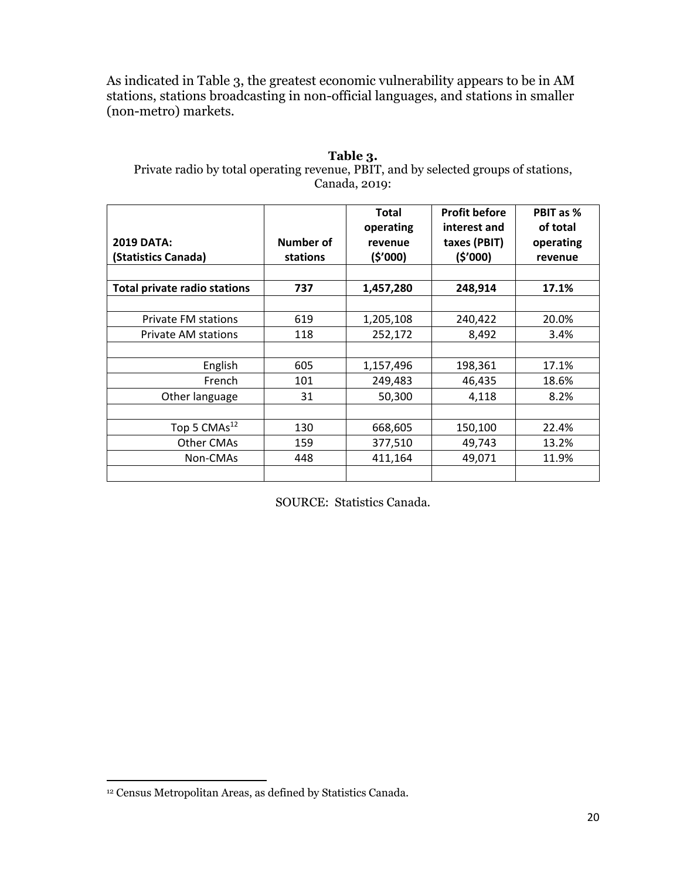As indicated in Table 3, the greatest economic vulnerability appears to be in AM stations, stations broadcasting in non-official languages, and stations in smaller (non-metro) markets.

**Table 3.**
Private radio by total operating revenue, PBIT, and by selected groups of stations, Canada, 2019:

| 2019 DATA: (Statistics Canada) | Number of stations | Total operating revenue ($'000) | Profit before interest and taxes (PBIT) ($'000) | PBIT as % of total operating revenue |
|---|---|---|---|---|
| | | | | |
| **Total private radio stations** | **737** | **1,457,280** | **248,914** | **17.1%** |
| | | | | |
| Private FM stations | 619 | 1,205,108 | 240,422 | 20.0% |
| Private AM stations | 118 | 252,172 | 8,492 | 3.4% |
| | | | | |
| English | 605 | 1,157,496 | 198,361 | 17.1% |
| French | 101 | 249,483 | 46,435 | 18.6% |
| Other language | 31 | 50,300 | 4,118 | 8.2% |
| | | | | |
| Top 5 CMAs[12] | 130 | 668,605 | 150,100 | 22.4% |
| Other CMAs | 159 | 377,510 | 49,743 | 13.2% |
| Non-CMAs | 448 | 411,164 | 49,071 | 11.9% |
| | | | | |

SOURCE: Statistics Canada.

[12] Census Metropolitan Areas, as defined by Statistics Canada.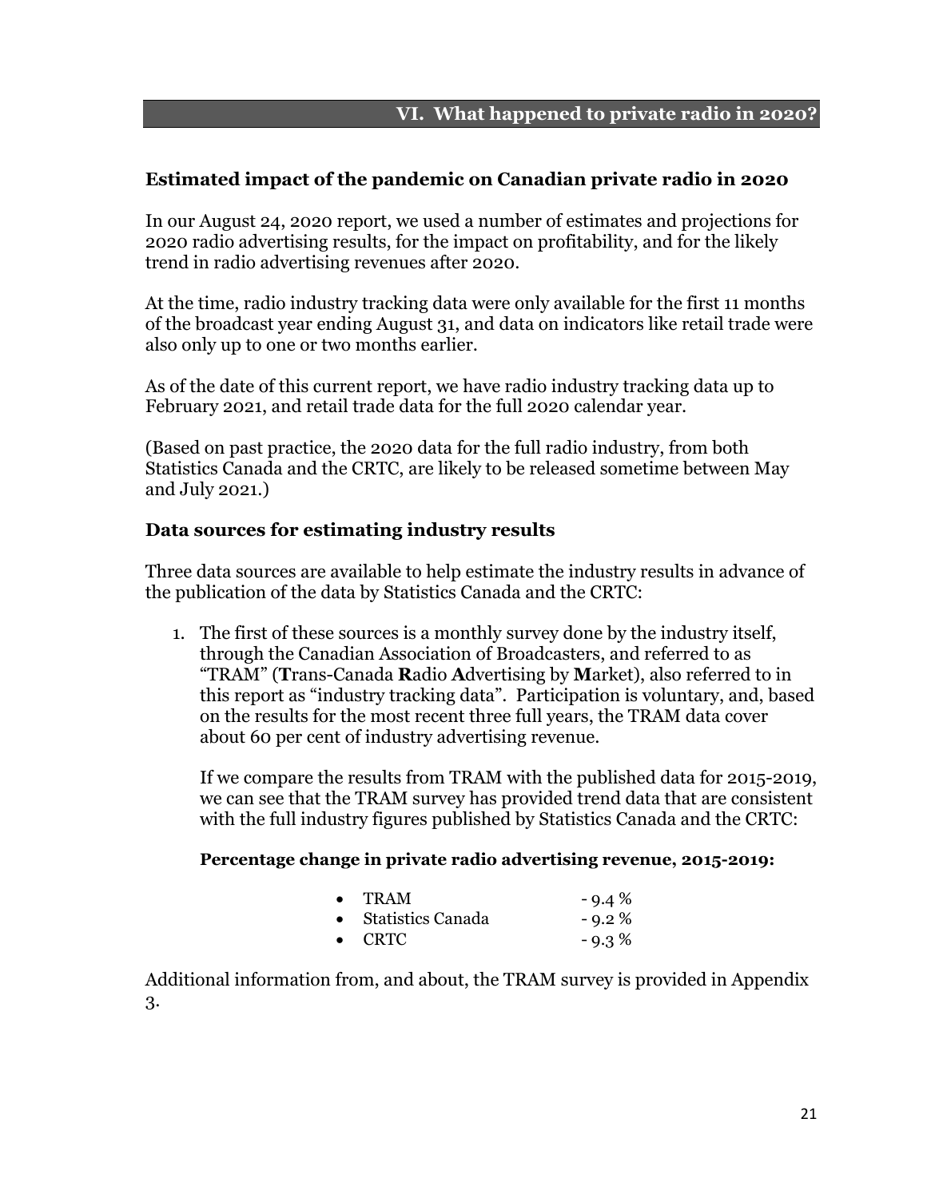## VI. What happened to private radio in 2020?

### Estimated impact of the pandemic on Canadian private radio in 2020

In our August 24, 2020 report, we used a number of estimates and projections for 2020 radio advertising results, for the impact on profitability, and for the likely trend in radio advertising revenues after 2020.

At the time, radio industry tracking data were only available for the first 11 months of the broadcast year ending August 31, and data on indicators like retail trade were also only up to one or two months earlier.

As of the date of this current report, we have radio industry tracking data up to February 2021, and retail trade data for the full 2020 calendar year.

(Based on past practice, the 2020 data for the full radio industry, from both Statistics Canada and the CRTC, are likely to be released sometime between May and July 2021.)

### Data sources for estimating industry results

Three data sources are available to help estimate the industry results in advance of the publication of the data by Statistics Canada and the CRTC:

1. The first of these sources is a monthly survey done by the industry itself, through the Canadian Association of Broadcasters, and referred to as "TRAM" (**T**rans-Canada **R**adio **A**dvertising by **M**arket), also referred to in this report as "industry tracking data". Participation is voluntary, and, based on the results for the most recent three full years, the TRAM data cover about 60 per cent of industry advertising revenue.

   If we compare the results from TRAM with the published data for 2015-2019, we can see that the TRAM survey has provided trend data that are consistent with the full industry figures published by Statistics Canada and the CRTC:

   **Percentage change in private radio advertising revenue, 2015-2019:**

   - TRAM - 9.4 %
   - Statistics Canada - 9.2 %
   - CRTC - 9.3 %

Additional information from, and about, the TRAM survey is provided in Appendix 3.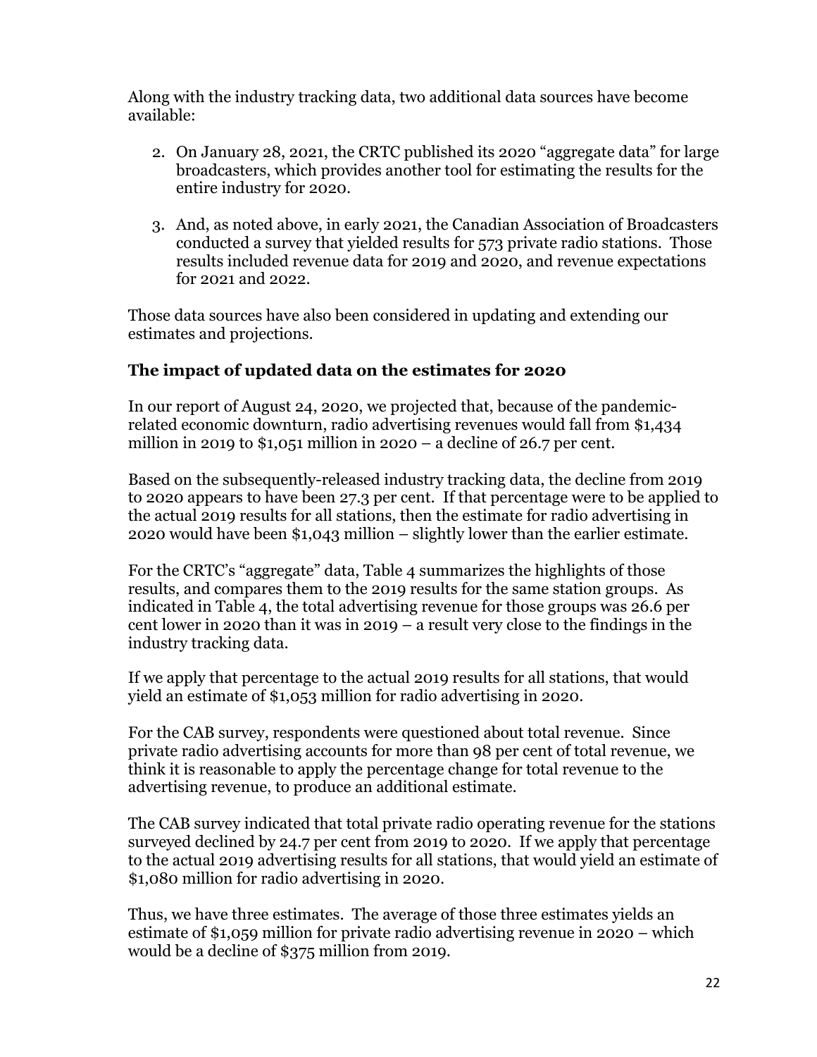Along with the industry tracking data, two additional data sources have become available:

2. On January 28, 2021, the CRTC published its 2020 “aggregate data” for large broadcasters, which provides another tool for estimating the results for the entire industry for 2020.

3. And, as noted above, in early 2021, the Canadian Association of Broadcasters conducted a survey that yielded results for 573 private radio stations. Those results included revenue data for 2019 and 2020, and revenue expectations for 2021 and 2022.

Those data sources have also been considered in updating and extending our estimates and projections.

### The impact of updated data on the estimates for 2020

In our report of August 24, 2020, we projected that, because of the pandemic-related economic downturn, radio advertising revenues would fall from $1,434 million in 2019 to $1,051 million in 2020 – a decline of 26.7 per cent.

Based on the subsequently-released industry tracking data, the decline from 2019 to 2020 appears to have been 27.3 per cent. If that percentage were to be applied to the actual 2019 results for all stations, then the estimate for radio advertising in 2020 would have been $1,043 million – slightly lower than the earlier estimate.

For the CRTC’s “aggregate” data, Table 4 summarizes the highlights of those results, and compares them to the 2019 results for the same station groups. As indicated in Table 4, the total advertising revenue for those groups was 26.6 per cent lower in 2020 than it was in 2019 – a result very close to the findings in the industry tracking data.

If we apply that percentage to the actual 2019 results for all stations, that would yield an estimate of $1,053 million for radio advertising in 2020.

For the CAB survey, respondents were questioned about total revenue. Since private radio advertising accounts for more than 98 per cent of total revenue, we think it is reasonable to apply the percentage change for total revenue to the advertising revenue, to produce an additional estimate.

The CAB survey indicated that total private radio operating revenue for the stations surveyed declined by 24.7 per cent from 2019 to 2020. If we apply that percentage to the actual 2019 advertising results for all stations, that would yield an estimate of $1,080 million for radio advertising in 2020.

Thus, we have three estimates. The average of those three estimates yields an estimate of $1,059 million for private radio advertising revenue in 2020 – which would be a decline of $375 million from 2019.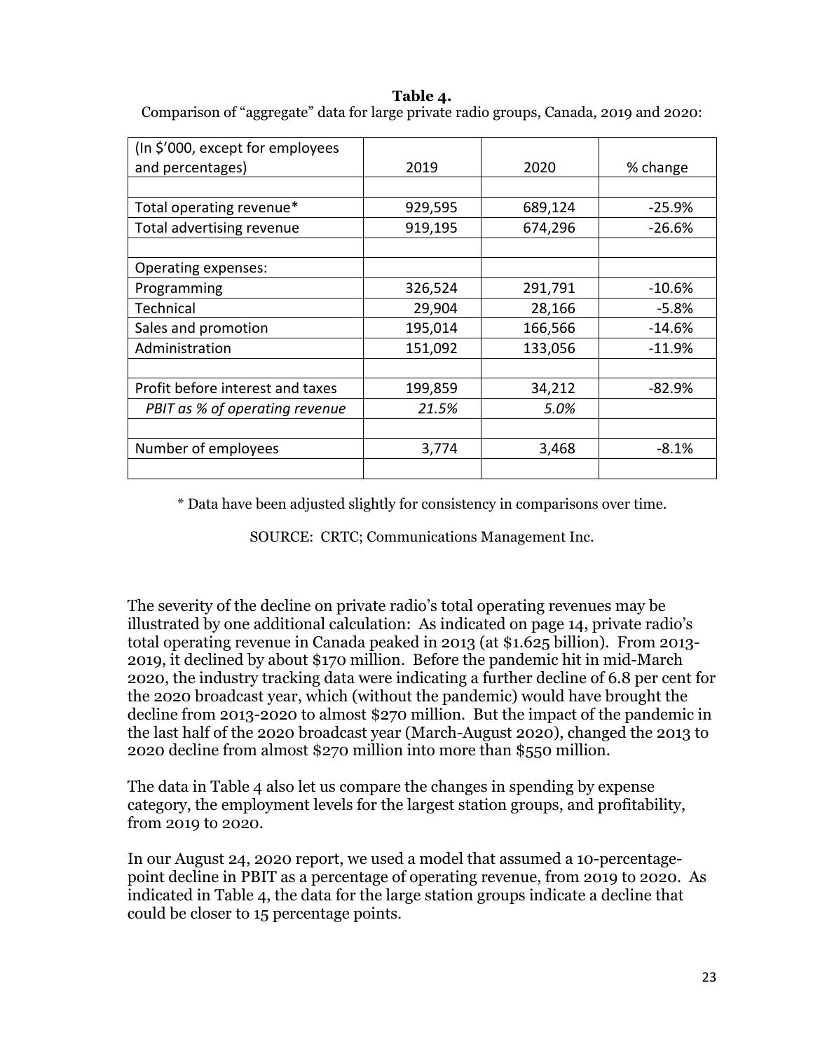**Table 4.**

Comparison of "aggregate" data for large private radio groups, Canada, 2019 and 2020:

| (In $'000, except for employees and percentages) | 2019 | 2020 | % change |
|---|---|---|---|
| | | | |
| Total operating revenue* | 929,595 | 689,124 | -25.9% |
| Total advertising revenue | 919,195 | 674,296 | -26.6% |
| | | | |
| Operating expenses: | | | |
| Programming | 326,524 | 291,791 | -10.6% |
| Technical | 29,904 | 28,166 | -5.8% |
| Sales and promotion | 195,014 | 166,566 | -14.6% |
| Administration | 151,092 | 133,056 | -11.9% |
| | | | |
| Profit before interest and taxes | 199,859 | 34,212 | -82.9% |
| *PBIT as % of operating revenue* | *21.5%* | *5.0%* | |
| | | | |
| Number of employees | 3,774 | 3,468 | -8.1% |
| | | | |

\* Data have been adjusted slightly for consistency in comparisons over time.

SOURCE: CRTC; Communications Management Inc.

The severity of the decline on private radio's total operating revenues may be illustrated by one additional calculation: As indicated on page 14, private radio's total operating revenue in Canada peaked in 2013 (at $1.625 billion). From 2013-2019, it declined by about $170 million. Before the pandemic hit in mid-March 2020, the industry tracking data were indicating a further decline of 6.8 per cent for the 2020 broadcast year, which (without the pandemic) would have brought the decline from 2013-2020 to almost $270 million. But the impact of the pandemic in the last half of the 2020 broadcast year (March-August 2020), changed the 2013 to 2020 decline from almost $270 million into more than $550 million.

The data in Table 4 also let us compare the changes in spending by expense category, the employment levels for the largest station groups, and profitability, from 2019 to 2020.

In our August 24, 2020 report, we used a model that assumed a 10-percentage-point decline in PBIT as a percentage of operating revenue, from 2019 to 2020. As indicated in Table 4, the data for the large station groups indicate a decline that could be closer to 15 percentage points.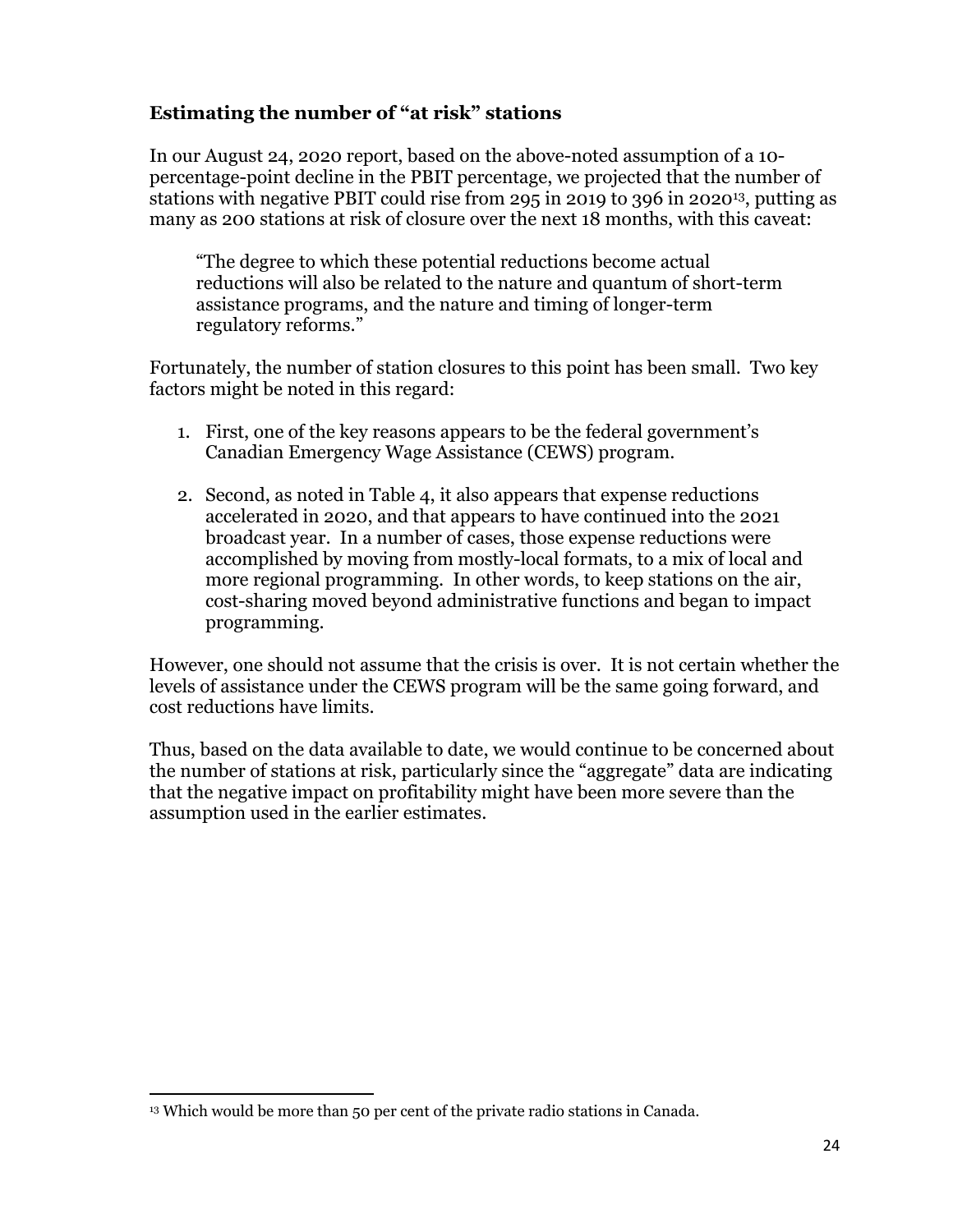### Estimating the number of "at risk" stations

In our August 24, 2020 report, based on the above-noted assumption of a 10-percentage-point decline in the PBIT percentage, we projected that the number of stations with negative PBIT could rise from 295 in 2019 to 396 in 2020[13], putting as many as 200 stations at risk of closure over the next 18 months, with this caveat:

> "The degree to which these potential reductions become actual reductions will also be related to the nature and quantum of short-term assistance programs, and the nature and timing of longer-term regulatory reforms."

Fortunately, the number of station closures to this point has been small. Two key factors might be noted in this regard:

1. First, one of the key reasons appears to be the federal government's Canadian Emergency Wage Assistance (CEWS) program.
2. Second, as noted in Table 4, it also appears that expense reductions accelerated in 2020, and that appears to have continued into the 2021 broadcast year. In a number of cases, those expense reductions were accomplished by moving from mostly-local formats, to a mix of local and more regional programming. In other words, to keep stations on the air, cost-sharing moved beyond administrative functions and began to impact programming.

However, one should not assume that the crisis is over. It is not certain whether the levels of assistance under the CEWS program will be the same going forward, and cost reductions have limits.

Thus, based on the data available to date, we would continue to be concerned about the number of stations at risk, particularly since the "aggregate" data are indicating that the negative impact on profitability might have been more severe than the assumption used in the earlier estimates.

---

[13] Which would be more than 50 per cent of the private radio stations in Canada.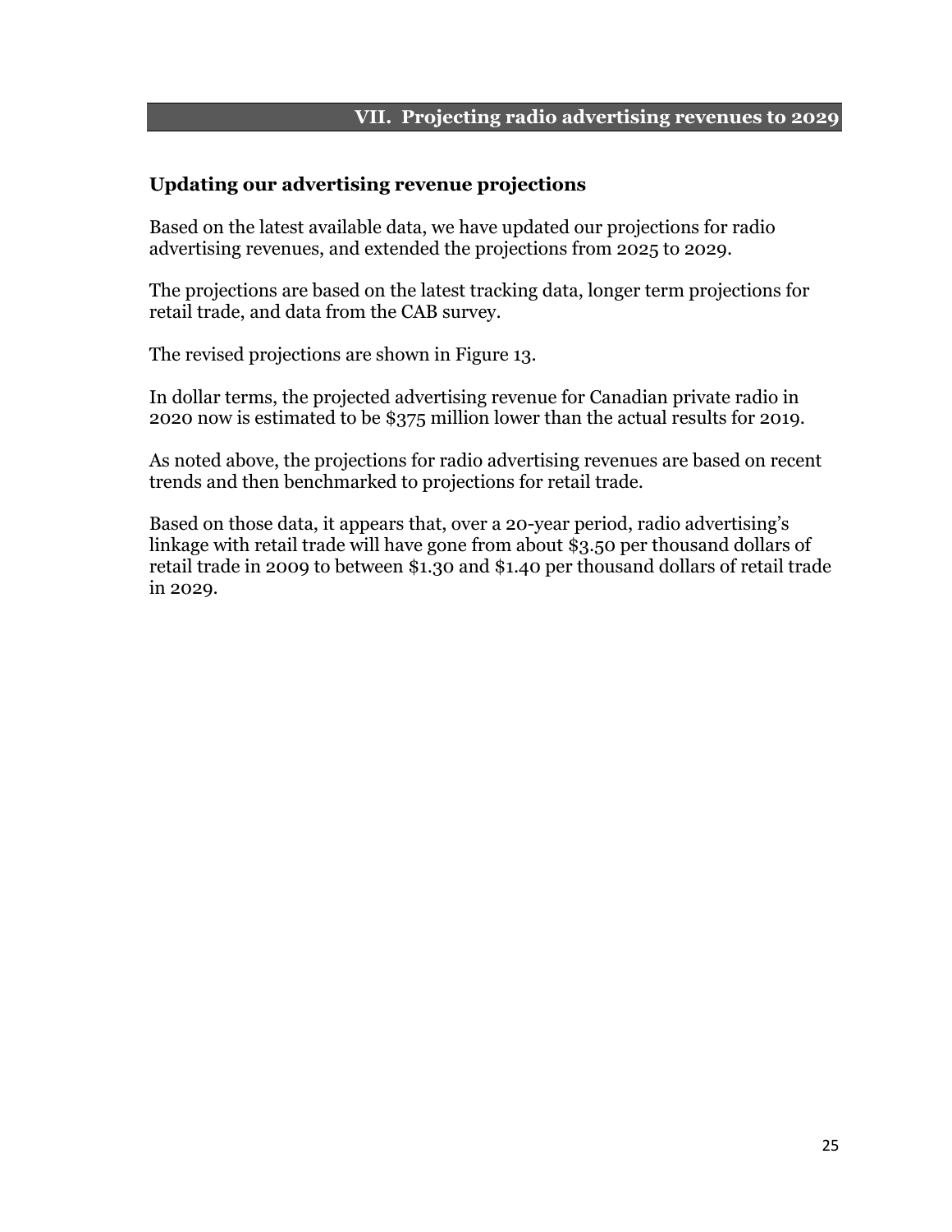# VII. Projecting radio advertising revenues to 2029

## Updating our advertising revenue projections

Based on the latest available data, we have updated our projections for radio advertising revenues, and extended the projections from 2025 to 2029.

The projections are based on the latest tracking data, longer term projections for retail trade, and data from the CAB survey.

The revised projections are shown in Figure 13.

In dollar terms, the projected advertising revenue for Canadian private radio in 2020 now is estimated to be $375 million lower than the actual results for 2019.

As noted above, the projections for radio advertising revenues are based on recent trends and then benchmarked to projections for retail trade.

Based on those data, it appears that, over a 20-year period, radio advertising's linkage with retail trade will have gone from about $3.50 per thousand dollars of retail trade in 2009 to between $1.30 and $1.40 per thousand dollars of retail trade in 2029.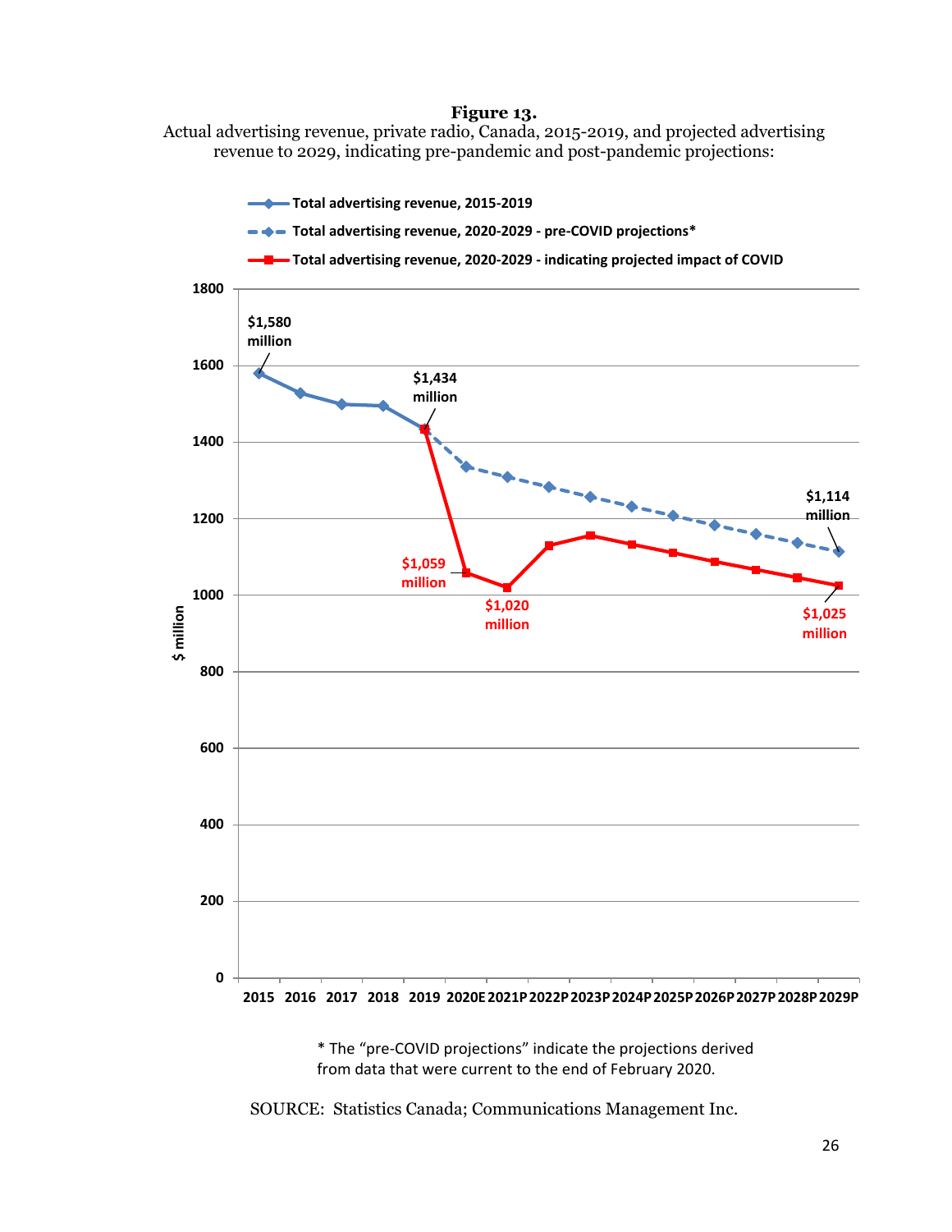**Figure 13.**

Actual advertising revenue, private radio, Canada, 2015-2019, and projected advertising revenue to 2029, indicating pre-pandemic and post-pandemic projections:

- Total advertising revenue, 2015-2019
- Total advertising revenue, 2020-2029 - pre-COVID projections*
- Total advertising revenue, 2020-2029 - indicating projected impact of COVID

$ million

$1,580 million (2015)

$1,434 million (2019)

$1,114 million (2029P, pre-COVID projections)

$1,059 million (2020E)

$1,020 million (2021P)

$1,025 million (2029P, projected impact of COVID)

2015 2016 2017 2018 2019 2020E 2021P 2022P 2023P 2024P 2025P 2026P 2027P 2028P 2029P

\* The "pre-COVID projections" indicate the projections derived from data that were current to the end of February 2020.

SOURCE: Statistics Canada; Communications Management Inc.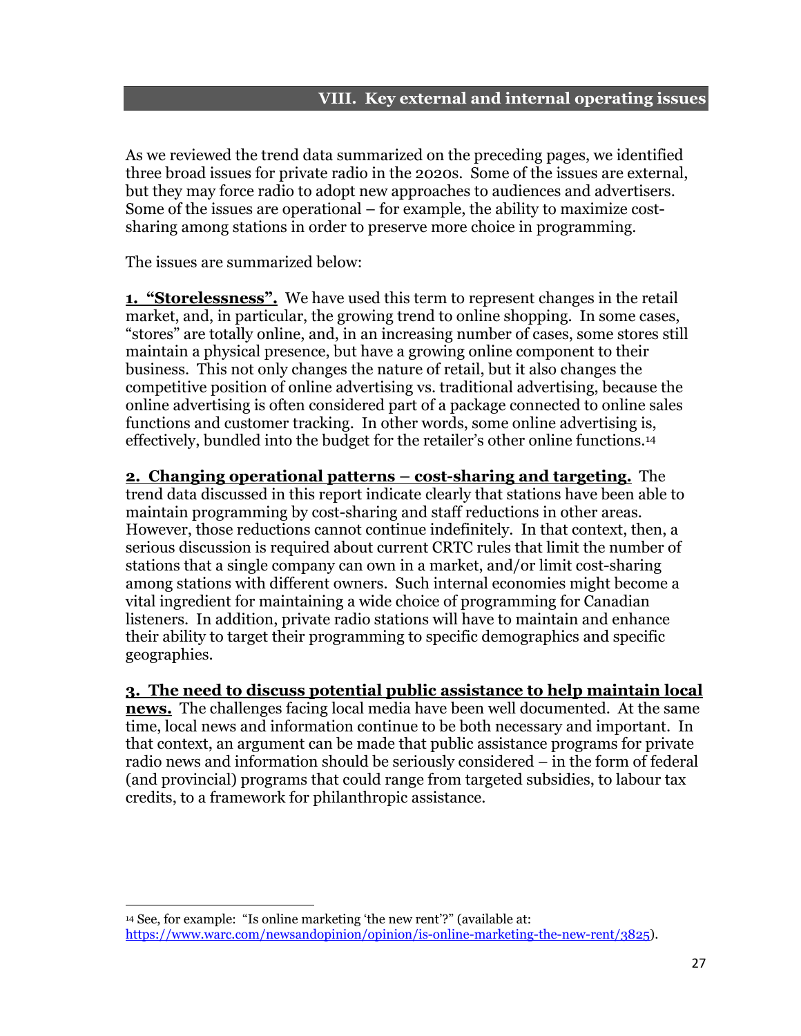## VIII. Key external and internal operating issues

As we reviewed the trend data summarized on the preceding pages, we identified three broad issues for private radio in the 2020s. Some of the issues are external, but they may force radio to adopt new approaches to audiences and advertisers. Some of the issues are operational – for example, the ability to maximize cost-sharing among stations in order to preserve more choice in programming.

The issues are summarized below:

**1. <u>"Storelessness".</u>** We have used this term to represent changes in the retail market, and, in particular, the growing trend to online shopping. In some cases, "stores" are totally online, and, in an increasing number of cases, some stores still maintain a physical presence, but have a growing online component to their business. This not only changes the nature of retail, but it also changes the competitive position of online advertising vs. traditional advertising, because the online advertising is often considered part of a package connected to online sales functions and customer tracking. In other words, some online advertising is, effectively, bundled into the budget for the retailer's other online functions.[14]

**2. <u>Changing operational patterns – cost-sharing and targeting.</u>** The trend data discussed in this report indicate clearly that stations have been able to maintain programming by cost-sharing and staff reductions in other areas. However, those reductions cannot continue indefinitely. In that context, then, a serious discussion is required about current CRTC rules that limit the number of stations that a single company can own in a market, and/or limit cost-sharing among stations with different owners. Such internal economies might become a vital ingredient for maintaining a wide choice of programming for Canadian listeners. In addition, private radio stations will have to maintain and enhance their ability to target their programming to specific demographics and specific geographies.

**3. <u>The need to discuss potential public assistance to help maintain local news.</u>** The challenges facing local media have been well documented. At the same time, local news and information continue to be both necessary and important. In that context, an argument can be made that public assistance programs for private radio news and information should be seriously considered – in the form of federal (and provincial) programs that could range from targeted subsidies, to labour tax credits, to a framework for philanthropic assistance.

---

[14] See, for example: "Is online marketing 'the new rent'?" (available at: https://www.warc.com/newsandopinion/opinion/is-online-marketing-the-new-rent/3825).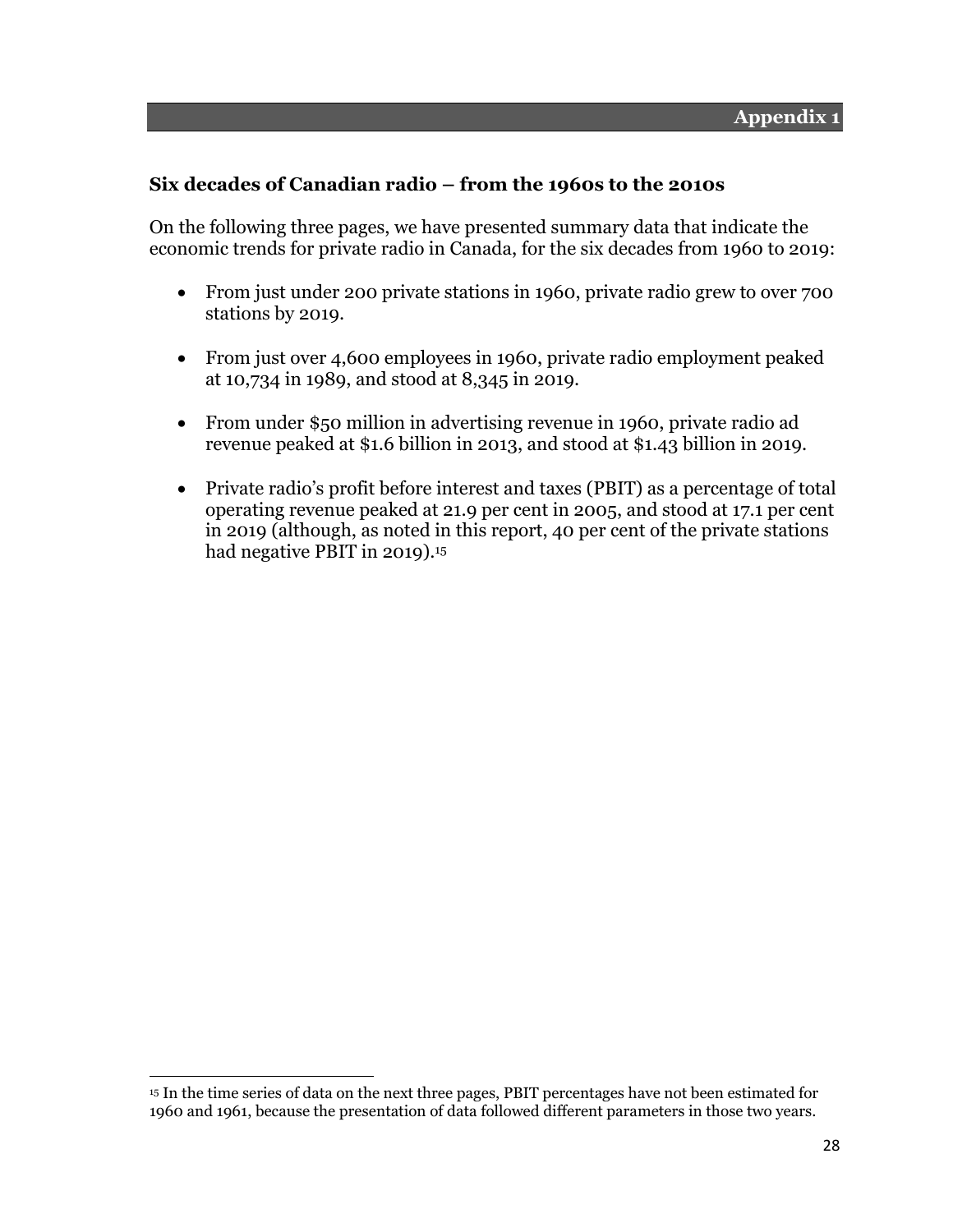## Appendix 1

### Six decades of Canadian radio – from the 1960s to the 2010s

On the following three pages, we have presented summary data that indicate the economic trends for private radio in Canada, for the six decades from 1960 to 2019:

- From just under 200 private stations in 1960, private radio grew to over 700 stations by 2019.
- From just over 4,600 employees in 1960, private radio employment peaked at 10,734 in 1989, and stood at 8,345 in 2019.
- From under $50 million in advertising revenue in 1960, private radio ad revenue peaked at $1.6 billion in 2013, and stood at $1.43 billion in 2019.
- Private radio's profit before interest and taxes (PBIT) as a percentage of total operating revenue peaked at 21.9 per cent in 2005, and stood at 17.1 per cent in 2019 (although, as noted in this report, 40 per cent of the private stations had negative PBIT in 2019).[15]

[15] In the time series of data on the next three pages, PBIT percentages have not been estimated for 1960 and 1961, because the presentation of data followed different parameters in those two years.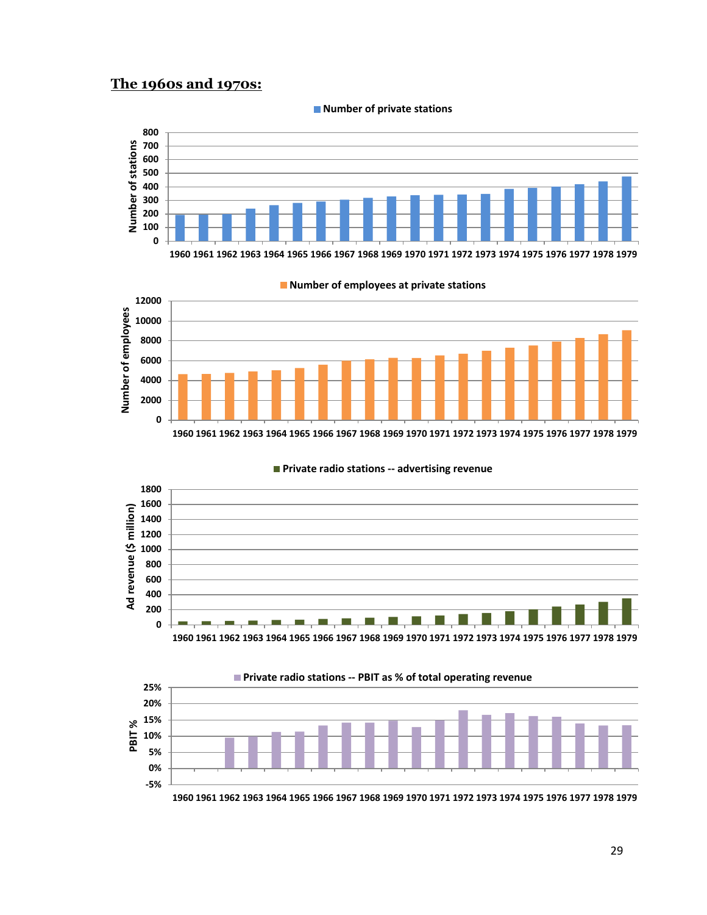## The 1960s and 1970s:

Number of private stations

Number of employees at private stations

Private radio stations -- advertising revenue

Private radio stations -- PBIT as % of total operating revenue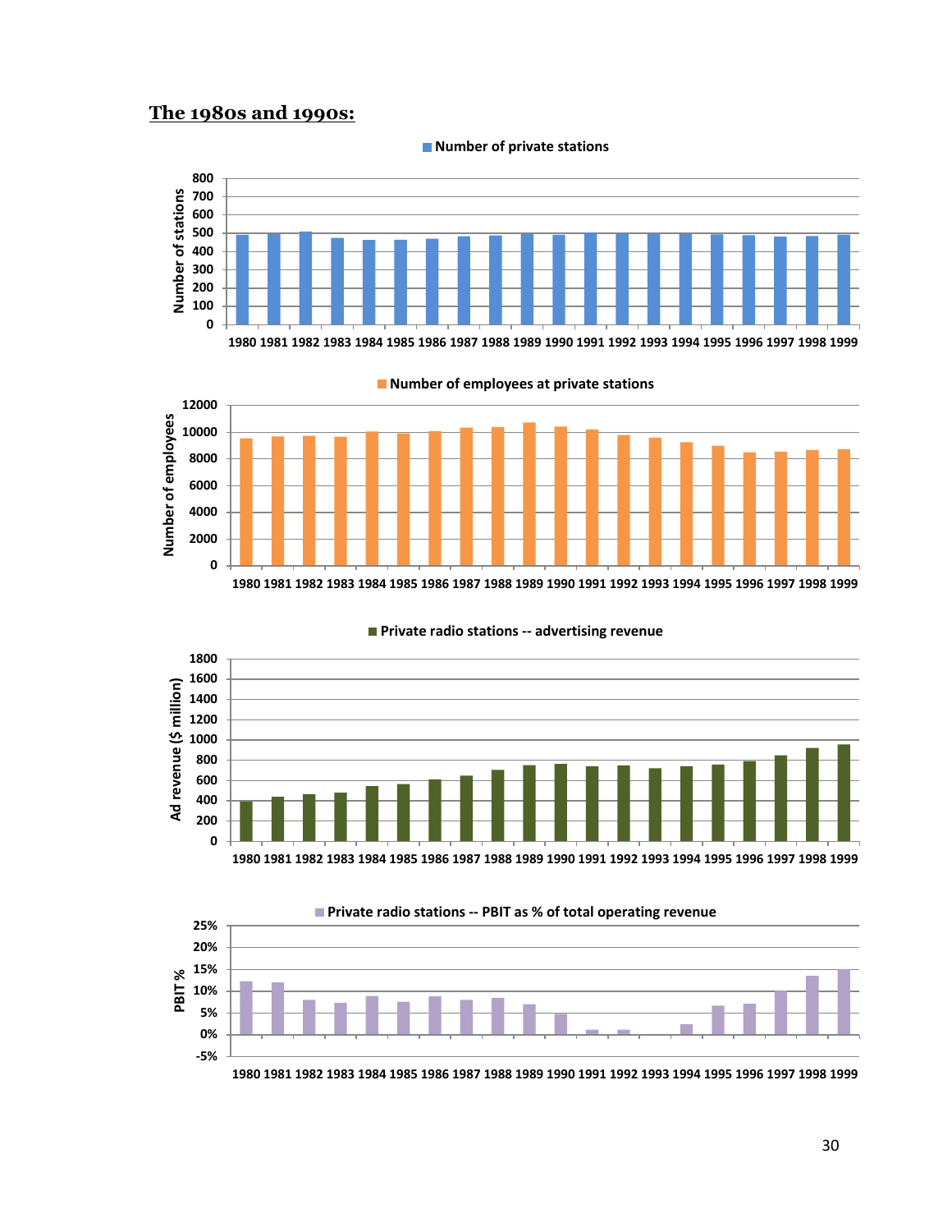## The 1980s and 1990s:

Number of private stations

Number of stations

800
700
600
500
400
300
200
100
0

1980 1981 1982 1983 1984 1985 1986 1987 1988 1989 1990 1991 1992 1993 1994 1995 1996 1997 1998 1999

Number of employees at private stations

Number of employees

12000
10000
8000
6000
4000
2000
0

1980 1981 1982 1983 1984 1985 1986 1987 1988 1989 1990 1991 1992 1993 1994 1995 1996 1997 1998 1999

Private radio stations -- advertising revenue

Ad revenue ($ million)

1800
1600
1400
1200
1000
800
600
400
200
0

1980 1981 1982 1983 1984 1985 1986 1987 1988 1989 1990 1991 1992 1993 1994 1995 1996 1997 1998 1999

Private radio stations -- PBIT as % of total operating revenue

PBIT %

25%
20%
15%
10%
5%
0%
-5%

1980 1981 1982 1983 1984 1985 1986 1987 1988 1989 1990 1991 1992 1993 1994 1995 1996 1997 1998 1999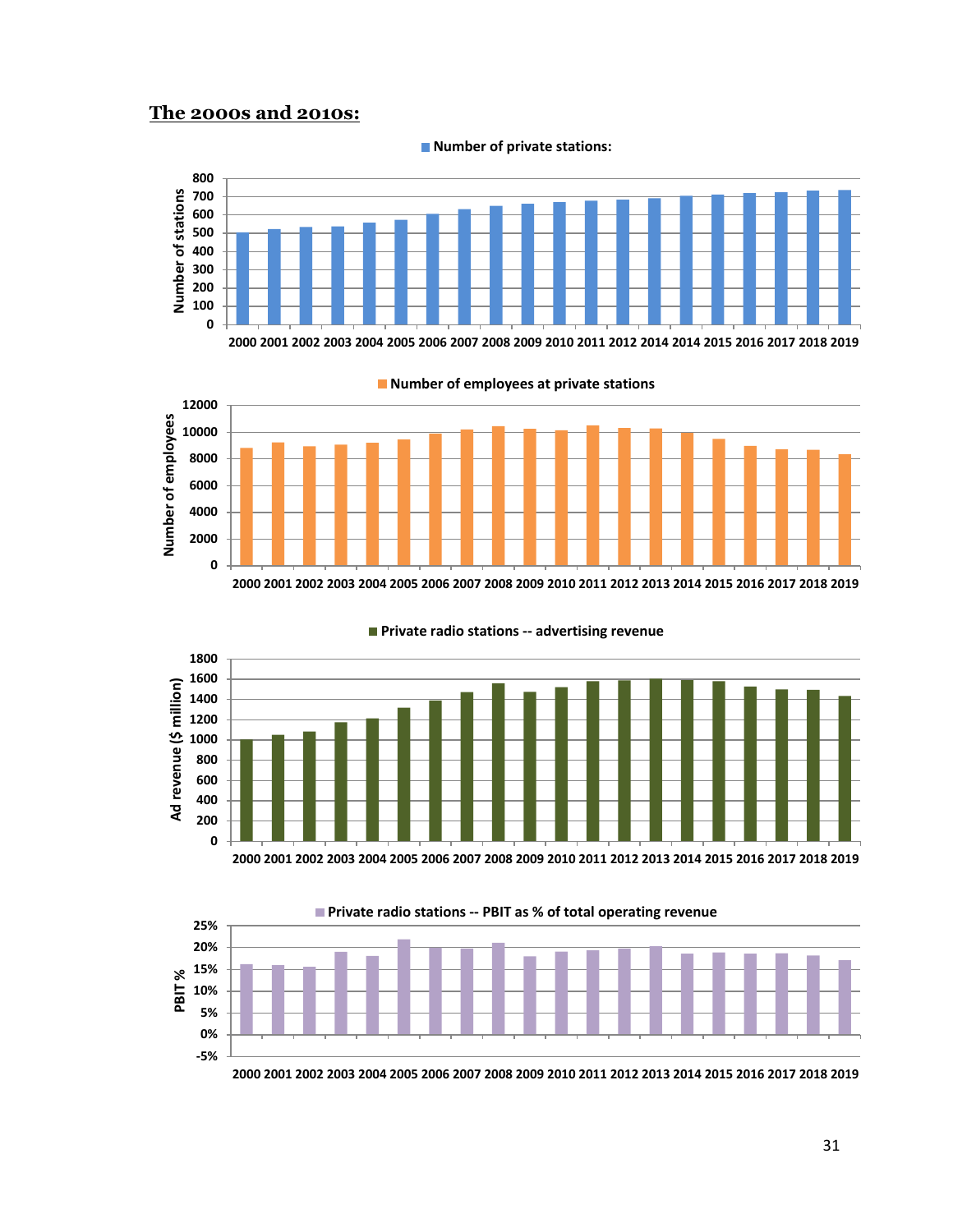## The 2000s and 2010s:

■ Number of private stations:

■ Number of employees at private stations

■ Private radio stations -- advertising revenue

■ Private radio stations -- PBIT as % of total operating revenue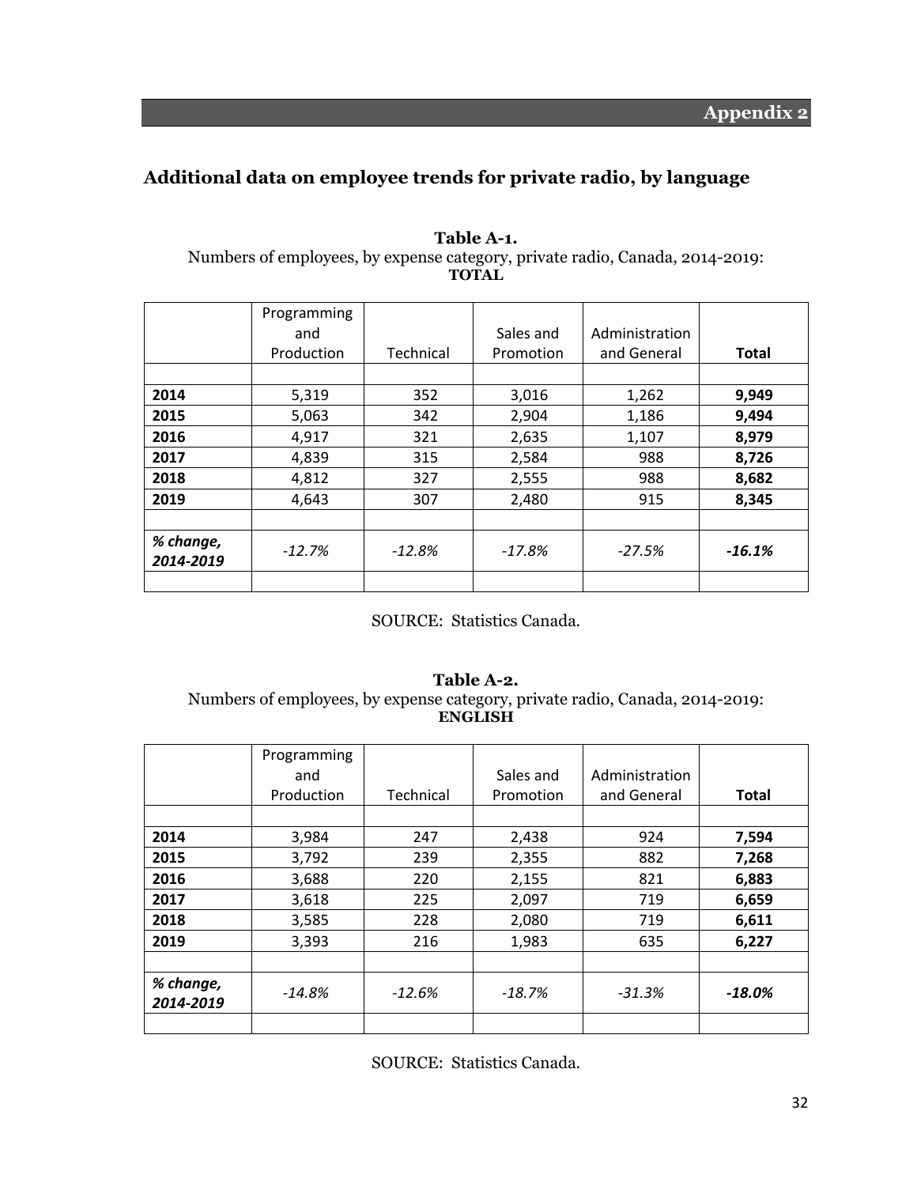## Appendix 2

## Additional data on employee trends for private radio, by language

**Table A-1.**
Numbers of employees, by expense category, private radio, Canada, 2014-2019:
**TOTAL**

| | Programming and Production | Technical | Sales and Promotion | Administration and General | **Total** |
|---|---|---|---|---|---|
| | | | | | |
| **2014** | 5,319 | 352 | 3,016 | 1,262 | **9,949** |
| **2015** | 5,063 | 342 | 2,904 | 1,186 | **9,494** |
| **2016** | 4,917 | 321 | 2,635 | 1,107 | **8,979** |
| **2017** | 4,839 | 315 | 2,584 | 988 | **8,726** |
| **2018** | 4,812 | 327 | 2,555 | 988 | **8,682** |
| **2019** | 4,643 | 307 | 2,480 | 915 | **8,345** |
| | | | | | |
| ***% change, 2014-2019*** | *-12.7%* | *-12.8%* | *-17.8%* | *-27.5%* | ***-16.1%*** |
| | | | | | |

SOURCE: Statistics Canada.

**Table A-2.**
Numbers of employees, by expense category, private radio, Canada, 2014-2019:
**ENGLISH**

| | Programming and Production | Technical | Sales and Promotion | Administration and General | **Total** |
|---|---|---|---|---|---|
| | | | | | |
| **2014** | 3,984 | 247 | 2,438 | 924 | **7,594** |
| **2015** | 3,792 | 239 | 2,355 | 882 | **7,268** |
| **2016** | 3,688 | 220 | 2,155 | 821 | **6,883** |
| **2017** | 3,618 | 225 | 2,097 | 719 | **6,659** |
| **2018** | 3,585 | 228 | 2,080 | 719 | **6,611** |
| **2019** | 3,393 | 216 | 1,983 | 635 | **6,227** |
| | | | | | |
| ***% change, 2014-2019*** | *-14.8%* | *-12.6%* | *-18.7%* | *-31.3%* | ***-18.0%*** |
| | | | | | |

SOURCE: Statistics Canada.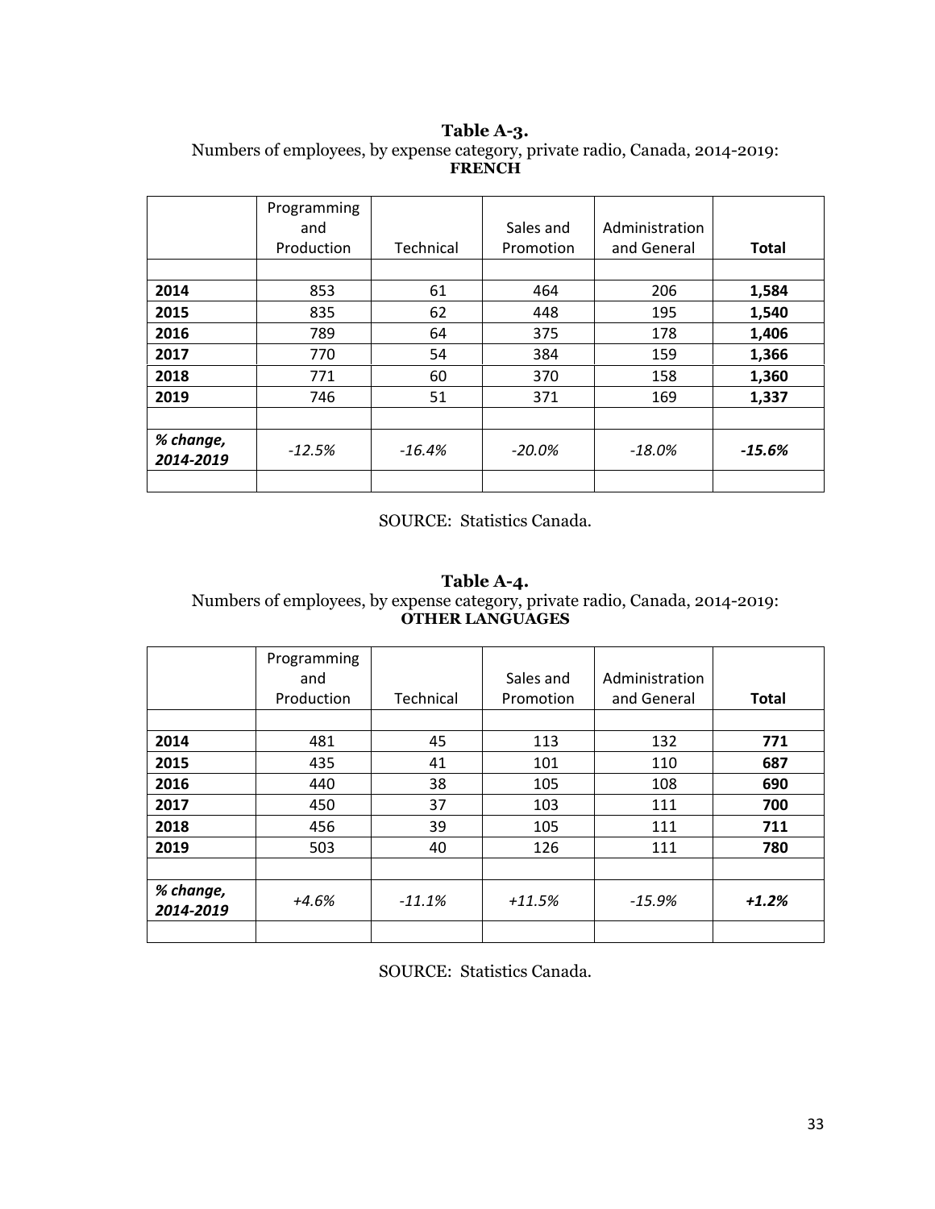**Table A-3.**
Numbers of employees, by expense category, private radio, Canada, 2014-2019:
**FRENCH**

| | Programming and Production | Technical | Sales and Promotion | Administration and General | **Total** |
|---|---|---|---|---|---|
| | | | | | |
| **2014** | 853 | 61 | 464 | 206 | **1,584** |
| **2015** | 835 | 62 | 448 | 195 | **1,540** |
| **2016** | 789 | 64 | 375 | 178 | **1,406** |
| **2017** | 770 | 54 | 384 | 159 | **1,366** |
| **2018** | 771 | 60 | 370 | 158 | **1,360** |
| **2019** | 746 | 51 | 371 | 169 | **1,337** |
| | | | | | |
| ***% change, 2014-2019*** | *-12.5%* | *-16.4%* | *-20.0%* | *-18.0%* | ***-15.6%*** |
| | | | | | |

SOURCE: Statistics Canada.

**Table A-4.**
Numbers of employees, by expense category, private radio, Canada, 2014-2019:
**OTHER LANGUAGES**

| | Programming and Production | Technical | Sales and Promotion | Administration and General | **Total** |
|---|---|---|---|---|---|
| | | | | | |
| **2014** | 481 | 45 | 113 | 132 | **771** |
| **2015** | 435 | 41 | 101 | 110 | **687** |
| **2016** | 440 | 38 | 105 | 108 | **690** |
| **2017** | 450 | 37 | 103 | 111 | **700** |
| **2018** | 456 | 39 | 105 | 111 | **711** |
| **2019** | 503 | 40 | 126 | 111 | **780** |
| | | | | | |
| ***% change, 2014-2019*** | *+4.6%* | *-11.1%* | *+11.5%* | *-15.9%* | ***+1.2%*** |
| | | | | | |

SOURCE: Statistics Canada.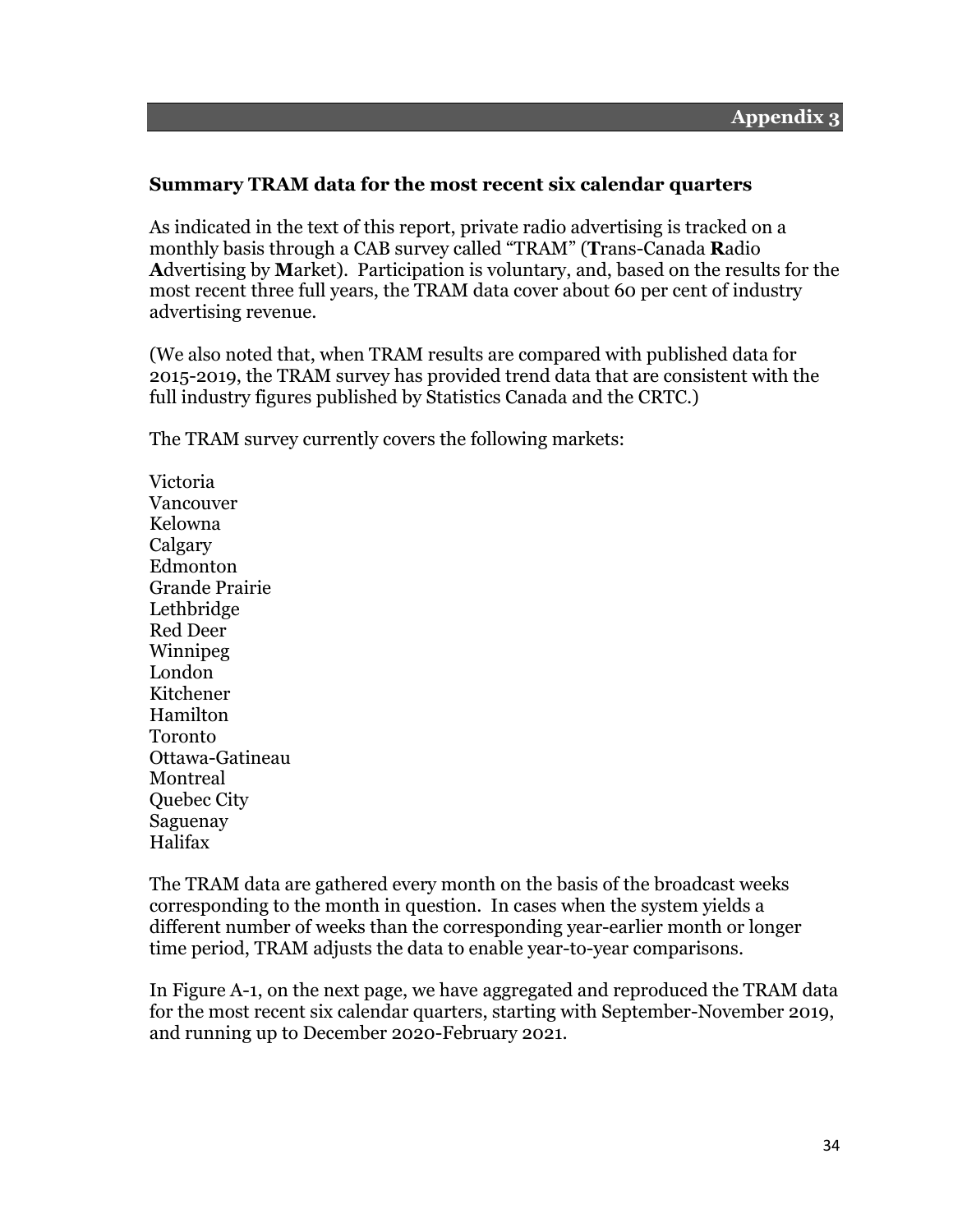## Appendix 3

### Summary TRAM data for the most recent six calendar quarters

As indicated in the text of this report, private radio advertising is tracked on a monthly basis through a CAB survey called "TRAM" (**T**rans-Canada **R**adio **A**dvertising by **M**arket). Participation is voluntary, and, based on the results for the most recent three full years, the TRAM data cover about 60 per cent of industry advertising revenue.

(We also noted that, when TRAM results are compared with published data for 2015-2019, the TRAM survey has provided trend data that are consistent with the full industry figures published by Statistics Canada and the CRTC.)

The TRAM survey currently covers the following markets:

Victoria
Vancouver
Kelowna
Calgary
Edmonton
Grande Prairie
Lethbridge
Red Deer
Winnipeg
London
Kitchener
Hamilton
Toronto
Ottawa-Gatineau
Montreal
Quebec City
Saguenay
Halifax

The TRAM data are gathered every month on the basis of the broadcast weeks corresponding to the month in question. In cases when the system yields a different number of weeks than the corresponding year-earlier month or longer time period, TRAM adjusts the data to enable year-to-year comparisons.

In Figure A-1, on the next page, we have aggregated and reproduced the TRAM data for the most recent six calendar quarters, starting with September-November 2019, and running up to December 2020-February 2021.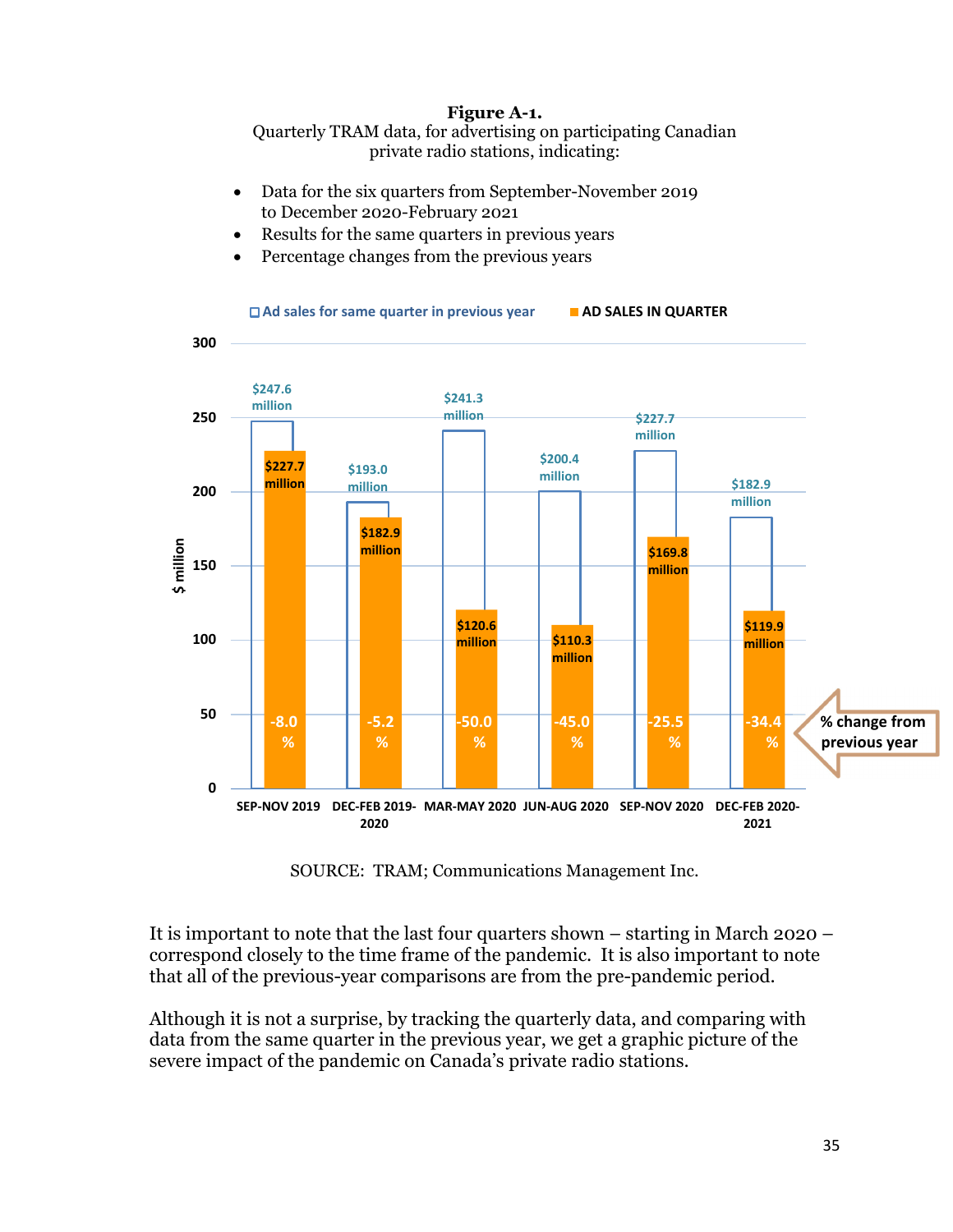**Figure A-1.**
Quarterly TRAM data, for advertising on participating Canadian private radio stations, indicating:

- Data for the six quarters from September-November 2019 to December 2020-February 2021
- Results for the same quarters in previous years
- Percentage changes from the previous years

Ad sales for same quarter in previous year
AD SALES IN QUARTER

$ million

300
250
200
150
100
50
0

SEP-NOV 2019
$247.6 million
$227.7 million
-8.0 %

DEC-FEB 2019-2020
$193.0 million
$182.9 million
-5.2 %

MAR-MAY 2020
$241.3 million
$120.6 million
-50.0 %

JUN-AUG 2020
$200.4 million
$110.3 million
-45.0 %

SEP-NOV 2020
$227.7 million
$169.8 million
-25.5 %

DEC-FEB 2020-2021
$182.9 million
$119.9 million
-34.4 %

% change from previous year

SOURCE: TRAM; Communications Management Inc.

It is important to note that the last four quarters shown – starting in March 2020 – correspond closely to the time frame of the pandemic. It is also important to note that all of the previous-year comparisons are from the pre-pandemic period.

Although it is not a surprise, by tracking the quarterly data, and comparing with data from the same quarter in the previous year, we get a graphic picture of the severe impact of the pandemic on Canada's private radio stations.